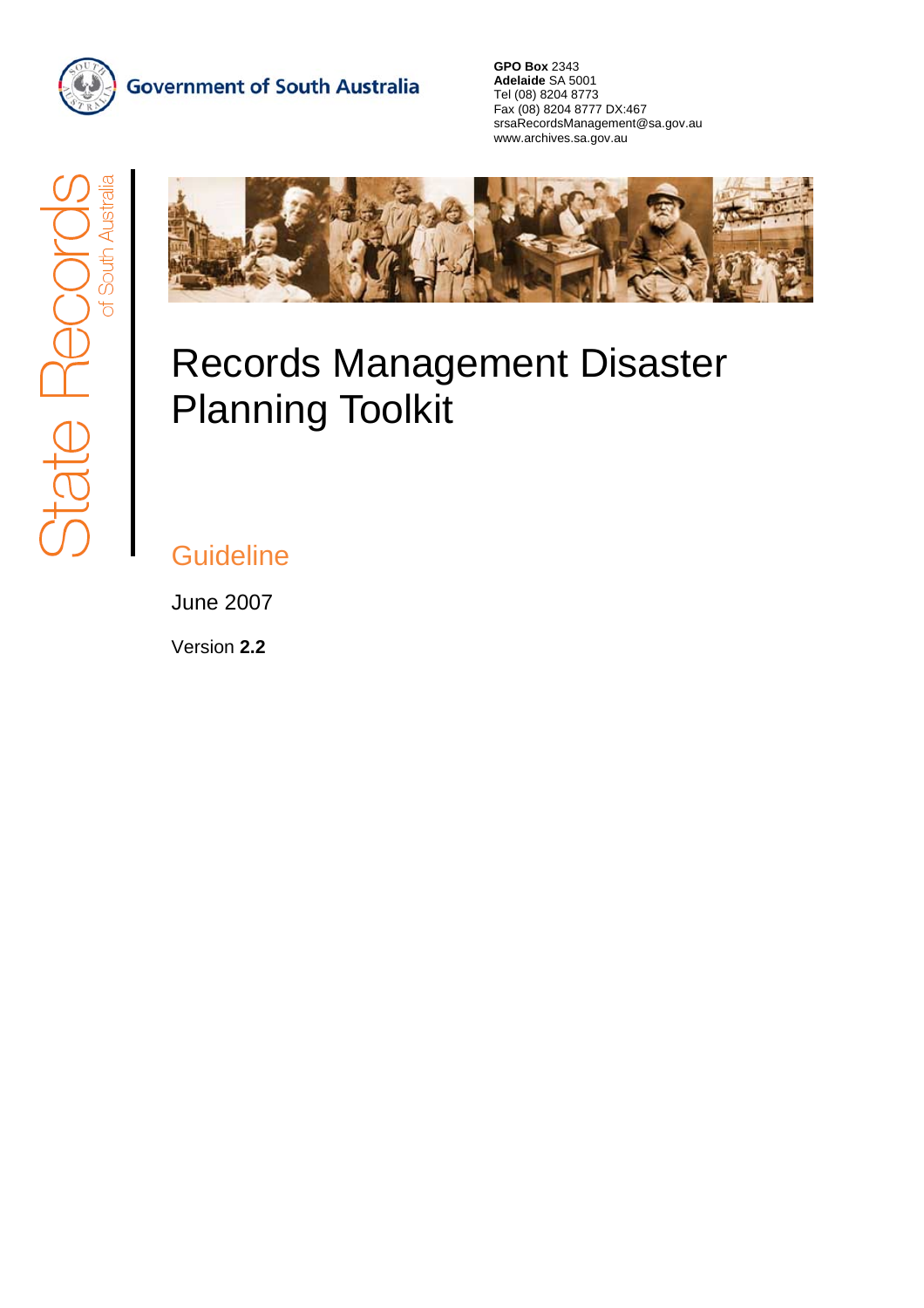Government of South Australia

**GPO Box** 2343
**Adelaide** SA 5001
Tel (08) 8204 8773
Fax (08) 8204 8777 DX:467
srsaRecordsManagement@sa.gov.au
www.archives.sa.gov.au

State Records of South Australia

# Records Management Disaster Planning Toolkit

## Guideline

June 2007

Version **2.2**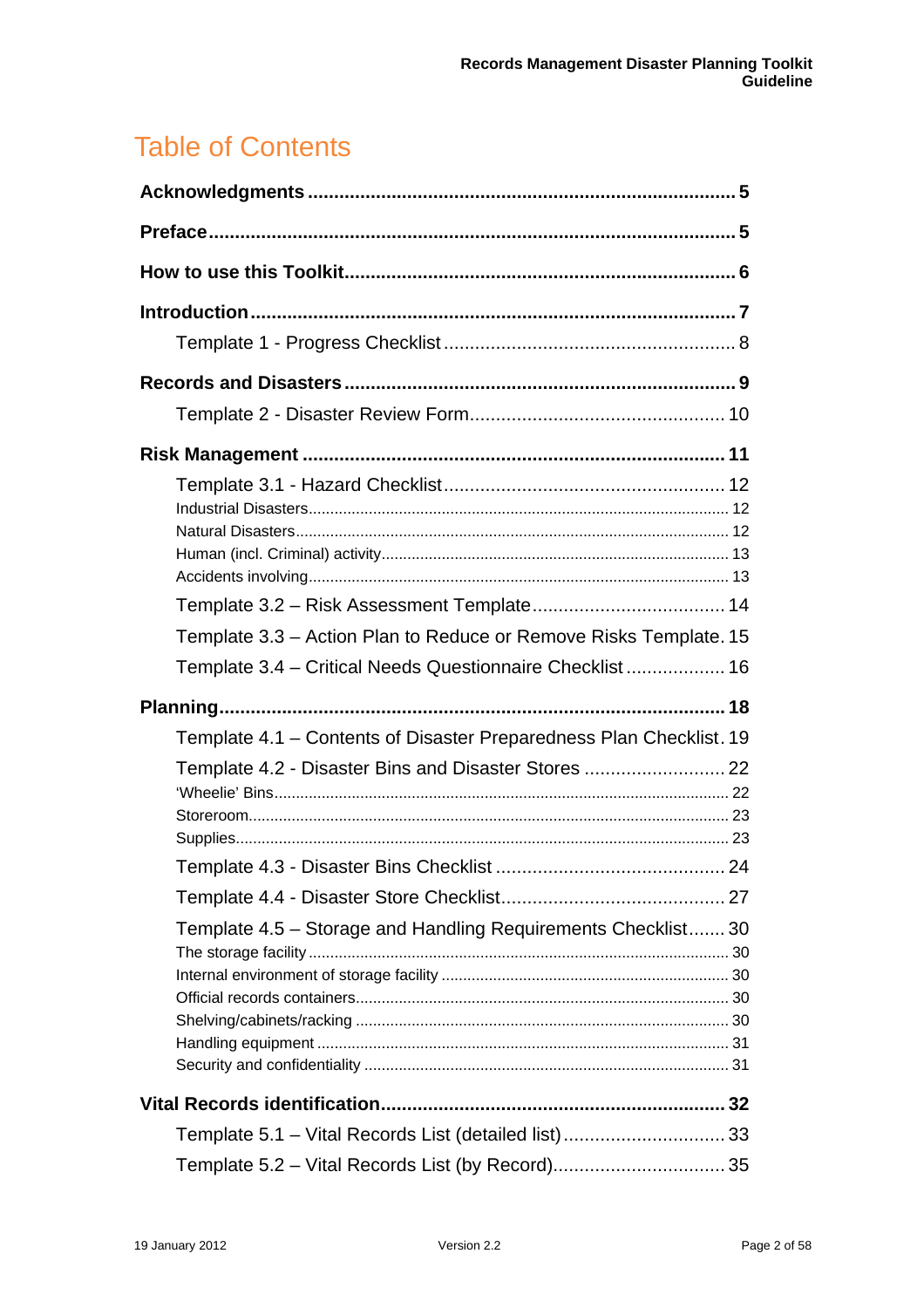# Table of Contents

**Acknowledgments** ..... 5

**Preface** ..... 5

**How to use this Toolkit** ..... 6

**Introduction** ..... 7

- Template 1 - Progress Checklist ..... 8

**Records and Disasters** ..... 9

- Template 2 - Disaster Review Form ..... 10

**Risk Management** ..... 11

- Template 3.1 - Hazard Checklist ..... 12
  - Industrial Disasters ..... 12
  - Natural Disasters ..... 12
  - Human (incl. Criminal) activity ..... 13
  - Accidents involving ..... 13
- Template 3.2 – Risk Assessment Template ..... 14
- Template 3.3 – Action Plan to Reduce or Remove Risks Template ..... 15
- Template 3.4 – Critical Needs Questionnaire Checklist ..... 16

**Planning** ..... 18

- Template 4.1 – Contents of Disaster Preparedness Plan Checklist ..... 19
- Template 4.2 - Disaster Bins and Disaster Stores ..... 22
  - 'Wheelie' Bins ..... 22
  - Storeroom ..... 23
  - Supplies ..... 23
- Template 4.3 - Disaster Bins Checklist ..... 24
- Template 4.4 - Disaster Store Checklist ..... 27
- Template 4.5 – Storage and Handling Requirements Checklist ..... 30
  - The storage facility ..... 30
  - Internal environment of storage facility ..... 30
  - Official records containers ..... 30
  - Shelving/cabinets/racking ..... 30
  - Handling equipment ..... 31
  - Security and confidentiality ..... 31

**Vital Records identification** ..... 32

- Template 5.1 – Vital Records List (detailed list) ..... 33
- Template 5.2 – Vital Records List (by Record) ..... 35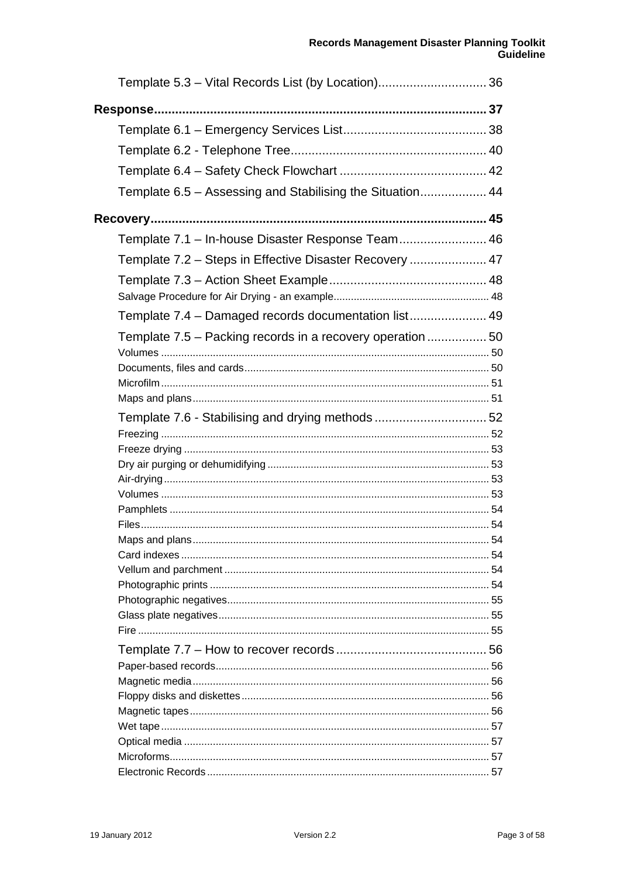Template 5.3 – Vital Records List (by Location) ............................ 36

**Response** ............................................................................................ **37**

Template 6.1 – Emergency Services List ......................................... 38

Template 6.2 - Telephone Tree ........................................................ 40

Template 6.4 – Safety Check Flowchart .......................................... 42

Template 6.5 – Assessing and Stabilising the Situation ................... 44

**Recovery** ............................................................................................. **45**

Template 7.1 – In-house Disaster Response Team ......................... 46

Template 7.2 – Steps in Effective Disaster Recovery ...................... 47

Template 7.3 – Action Sheet Example ............................................. 48

Salvage Procedure for Air Drying - an example ...................................................... 48

Template 7.4 – Damaged records documentation list ...................... 49

Template 7.5 – Packing records in a recovery operation ................. 50

Volumes ................................................................................................. 50

Documents, files and cards .................................................................... 50

Microfilm ................................................................................................ 51

Maps and plans ...................................................................................... 51

Template 7.6 - Stabilising and drying methods ................................ 52

Freezing ................................................................................................. 52

Freeze drying ......................................................................................... 53

Dry air purging or dehumidifying ............................................................ 53

Air-drying ................................................................................................ 53

Volumes ................................................................................................. 53

Pamphlets .............................................................................................. 54

Files ........................................................................................................ 54

Maps and plans ...................................................................................... 54

Card indexes .......................................................................................... 54

Vellum and parchment ........................................................................... 54

Photographic prints ................................................................................ 54

Photographic negatives .......................................................................... 55

Glass plate negatives ............................................................................. 55

Fire ......................................................................................................... 55

Template 7.7 – How to recover records ........................................... 56

Paper-based records .............................................................................. 56

Magnetic media ...................................................................................... 56

Floppy disks and diskettes ..................................................................... 56

Magnetic tapes ....................................................................................... 56

Wet tape ................................................................................................. 57

Optical media ......................................................................................... 57

Microforms .............................................................................................. 57

Electronic Records ................................................................................. 57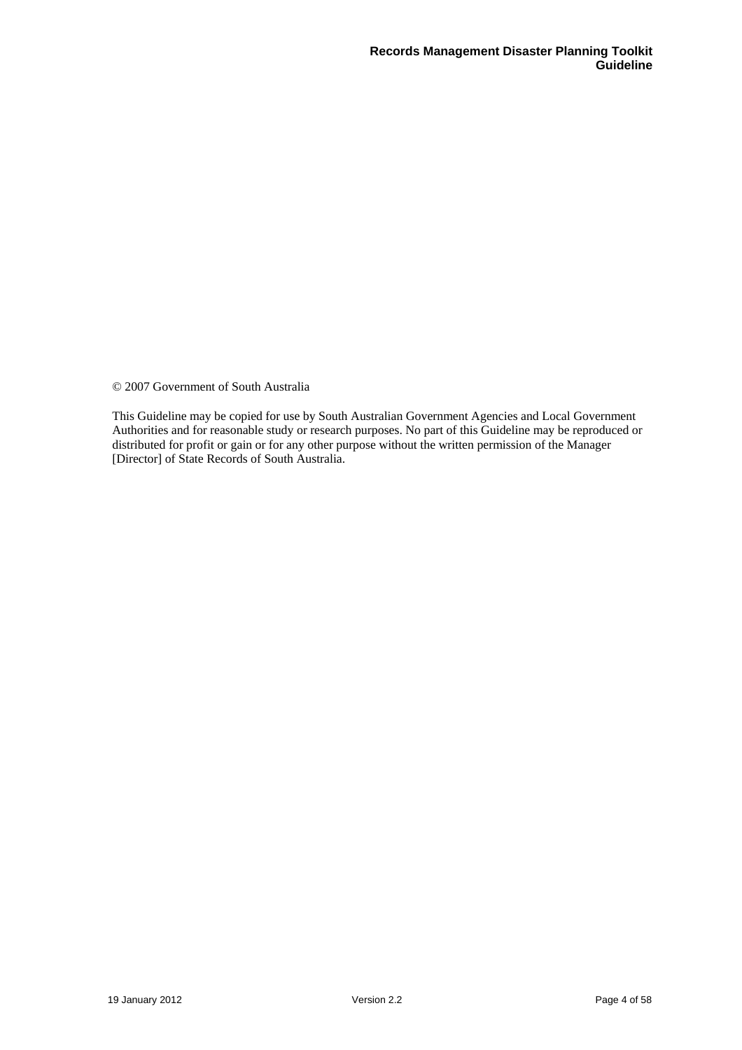© 2007 Government of South Australia

This Guideline may be copied for use by South Australian Government Agencies and Local Government Authorities and for reasonable study or research purposes. No part of this Guideline may be reproduced or distributed for profit or gain or for any other purpose without the written permission of the Manager [Director] of State Records of South Australia.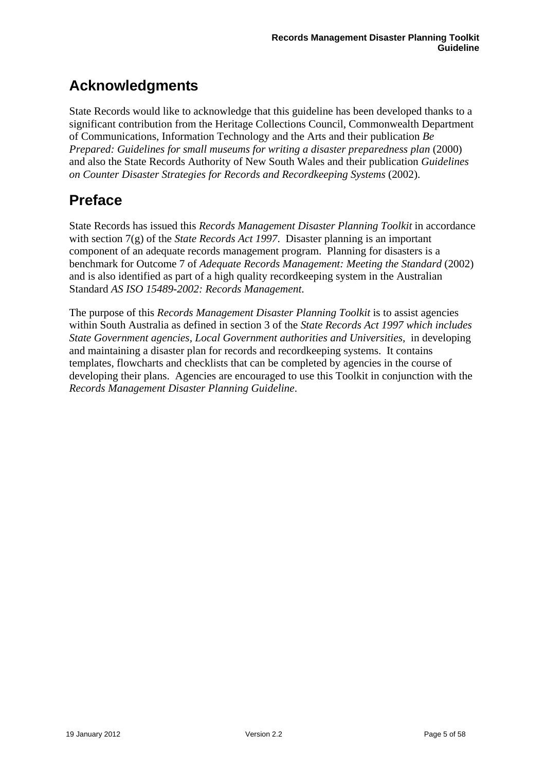## Acknowledgments

State Records would like to acknowledge that this guideline has been developed thanks to a significant contribution from the Heritage Collections Council, Commonwealth Department of Communications, Information Technology and the Arts and their publication *Be Prepared: Guidelines for small museums for writing a disaster preparedness plan* (2000) and also the State Records Authority of New South Wales and their publication *Guidelines on Counter Disaster Strategies for Records and Recordkeeping Systems* (2002).

## Preface

State Records has issued this *Records Management Disaster Planning Toolkit* in accordance with section 7(g) of the *State Records Act 1997*. Disaster planning is an important component of an adequate records management program. Planning for disasters is a benchmark for Outcome 7 of *Adequate Records Management: Meeting the Standard* (2002) and is also identified as part of a high quality recordkeeping system in the Australian Standard *AS ISO 15489-2002: Records Management*.

The purpose of this *Records Management Disaster Planning Toolkit* is to assist agencies within South Australia as defined in section 3 of the *State Records Act 1997 which includes State Government agencies, Local Government authorities and Universities,* in developing and maintaining a disaster plan for records and recordkeeping systems. It contains templates, flowcharts and checklists that can be completed by agencies in the course of developing their plans. Agencies are encouraged to use this Toolkit in conjunction with the *Records Management Disaster Planning Guideline*.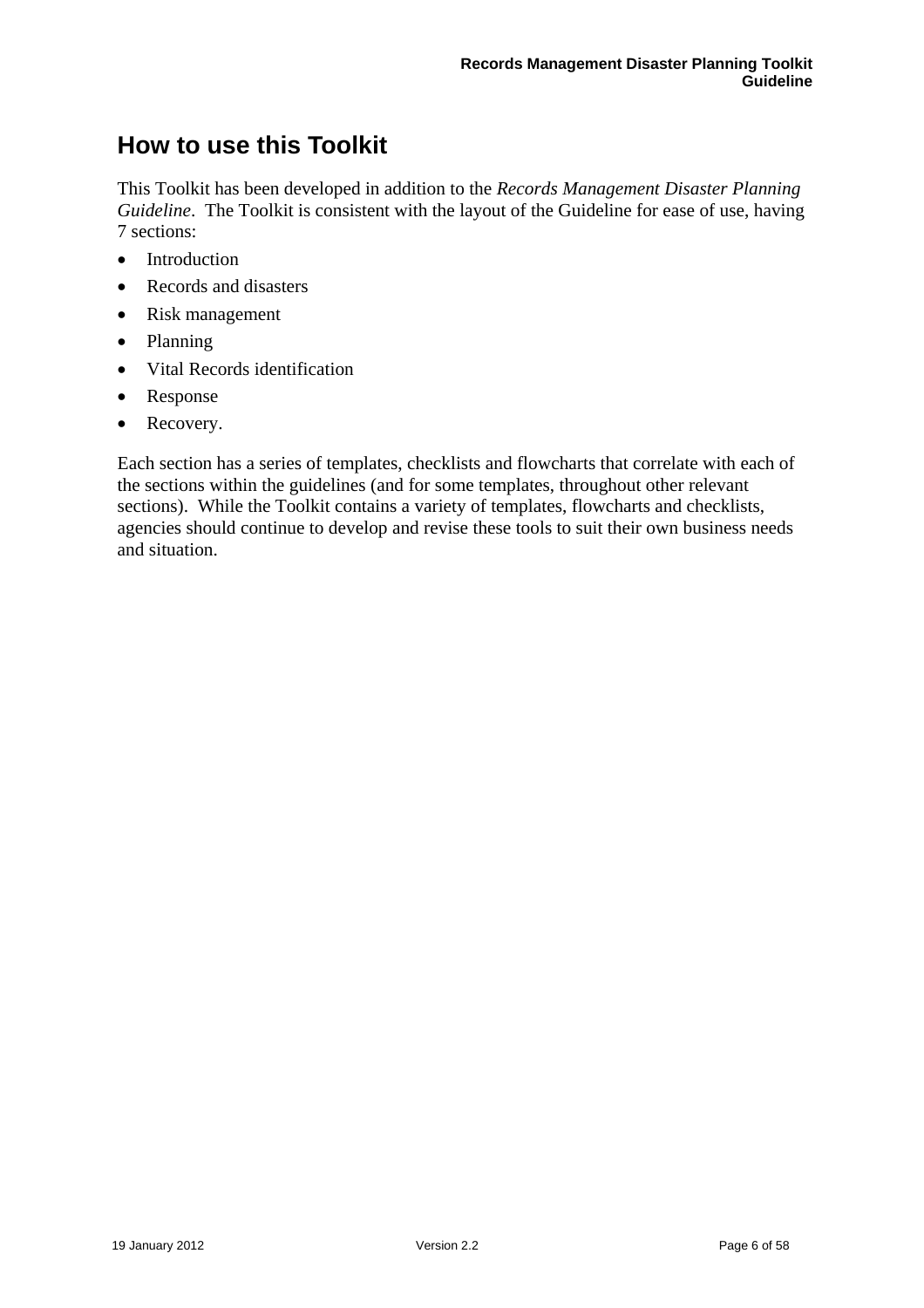# How to use this Toolkit

This Toolkit has been developed in addition to the *Records Management Disaster Planning Guideline*. The Toolkit is consistent with the layout of the Guideline for ease of use, having 7 sections:

- Introduction
- Records and disasters
- Risk management
- Planning
- Vital Records identification
- Response
- Recovery.

Each section has a series of templates, checklists and flowcharts that correlate with each of the sections within the guidelines (and for some templates, throughout other relevant sections). While the Toolkit contains a variety of templates, flowcharts and checklists, agencies should continue to develop and revise these tools to suit their own business needs and situation.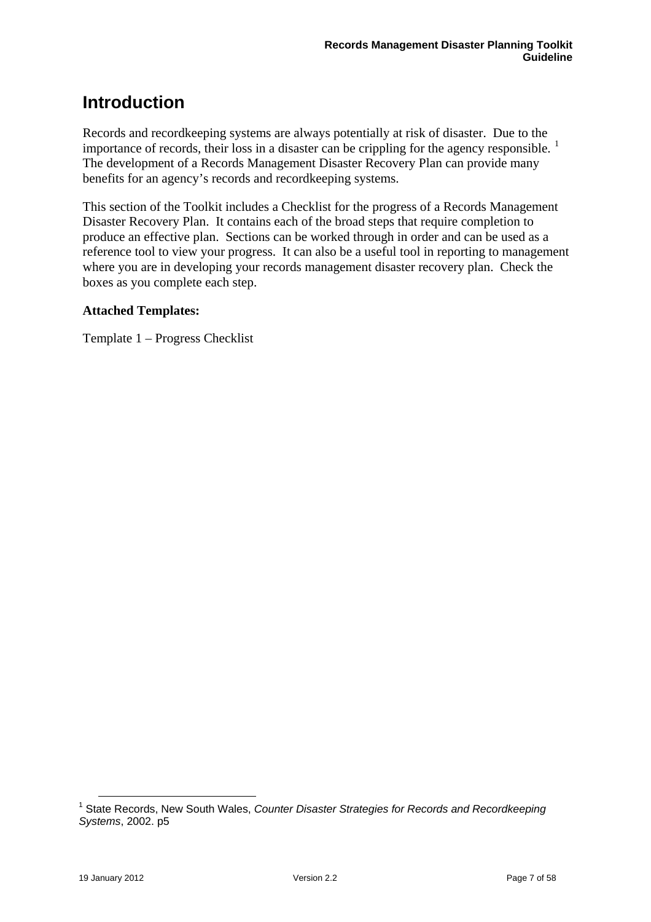# Introduction

Records and recordkeeping systems are always potentially at risk of disaster. Due to the importance of records, their loss in a disaster can be crippling for the agency responsible. [1] The development of a Records Management Disaster Recovery Plan can provide many benefits for an agency's records and recordkeeping systems.

This section of the Toolkit includes a Checklist for the progress of a Records Management Disaster Recovery Plan. It contains each of the broad steps that require completion to produce an effective plan. Sections can be worked through in order and can be used as a reference tool to view your progress. It can also be a useful tool in reporting to management where you are in developing your records management disaster recovery plan. Check the boxes as you complete each step.

**Attached Templates:**

Template 1 – Progress Checklist

---

[1] State Records, New South Wales, *Counter Disaster Strategies for Records and Recordkeeping Systems*, 2002. p5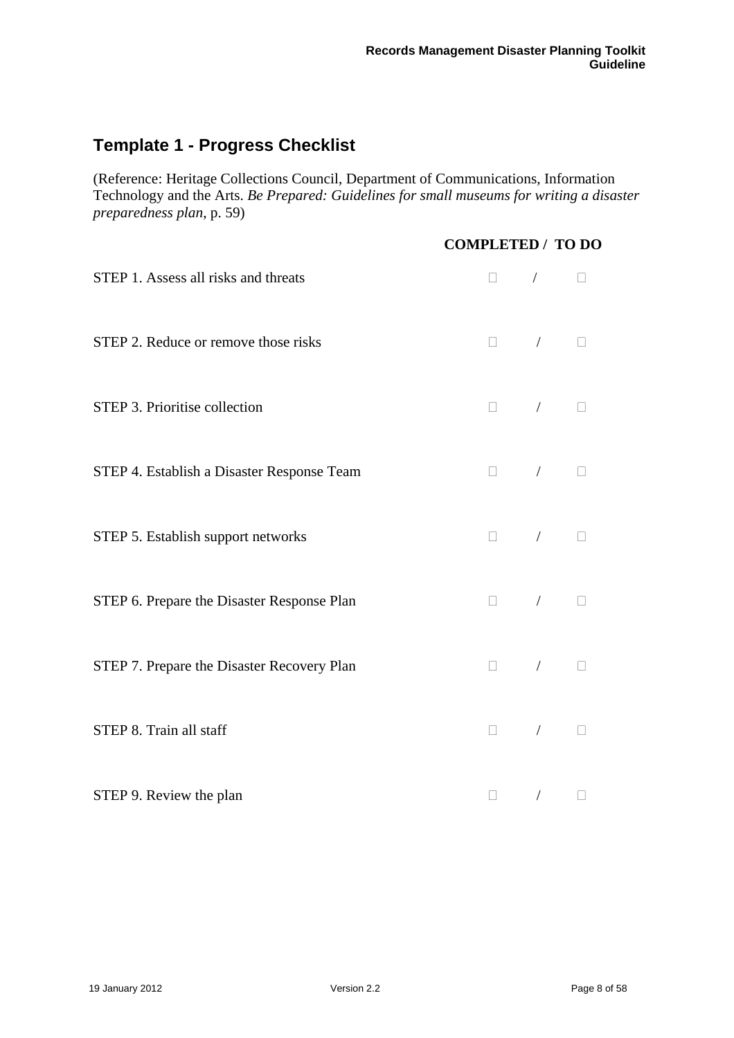## Template 1 - Progress Checklist

(Reference: Heritage Collections Council, Department of Communications, Information Technology and the Arts. *Be Prepared: Guidelines for small museums for writing a disaster preparedness plan*, p. 59)

| | **COMPLETED / TO DO** |
|---|---|
| STEP 1. Assess all risks and threats | ☐ / ☐ |
| STEP 2. Reduce or remove those risks | ☐ / ☐ |
| STEP 3. Prioritise collection | ☐ / ☐ |
| STEP 4. Establish a Disaster Response Team | ☐ / ☐ |
| STEP 5. Establish support networks | ☐ / ☐ |
| STEP 6. Prepare the Disaster Response Plan | ☐ / ☐ |
| STEP 7. Prepare the Disaster Recovery Plan | ☐ / ☐ |
| STEP 8. Train all staff | ☐ / ☐ |
| STEP 9. Review the plan | ☐ / ☐ |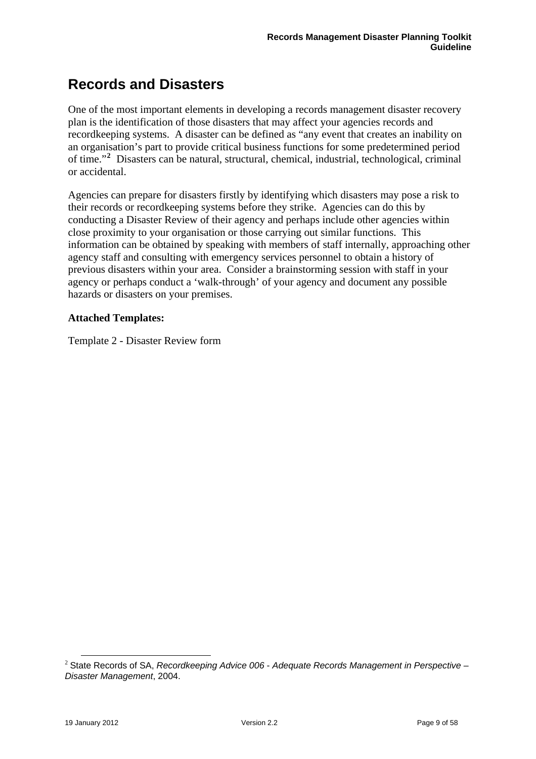# Records and Disasters

One of the most important elements in developing a records management disaster recovery plan is the identification of those disasters that may affect your agencies records and recordkeeping systems. A disaster can be defined as "any event that creates an inability on an organisation's part to provide critical business functions for some predetermined period of time."[2] Disasters can be natural, structural, chemical, industrial, technological, criminal or accidental.

Agencies can prepare for disasters firstly by identifying which disasters may pose a risk to their records or recordkeeping systems before they strike. Agencies can do this by conducting a Disaster Review of their agency and perhaps include other agencies within close proximity to your organisation or those carrying out similar functions. This information can be obtained by speaking with members of staff internally, approaching other agency staff and consulting with emergency services personnel to obtain a history of previous disasters within your area. Consider a brainstorming session with staff in your agency or perhaps conduct a 'walk-through' of your agency and document any possible hazards or disasters on your premises.

**Attached Templates:**

Template 2 - Disaster Review form

[2] State Records of SA, *Recordkeeping Advice 006 - Adequate Records Management in Perspective – Disaster Management*, 2004.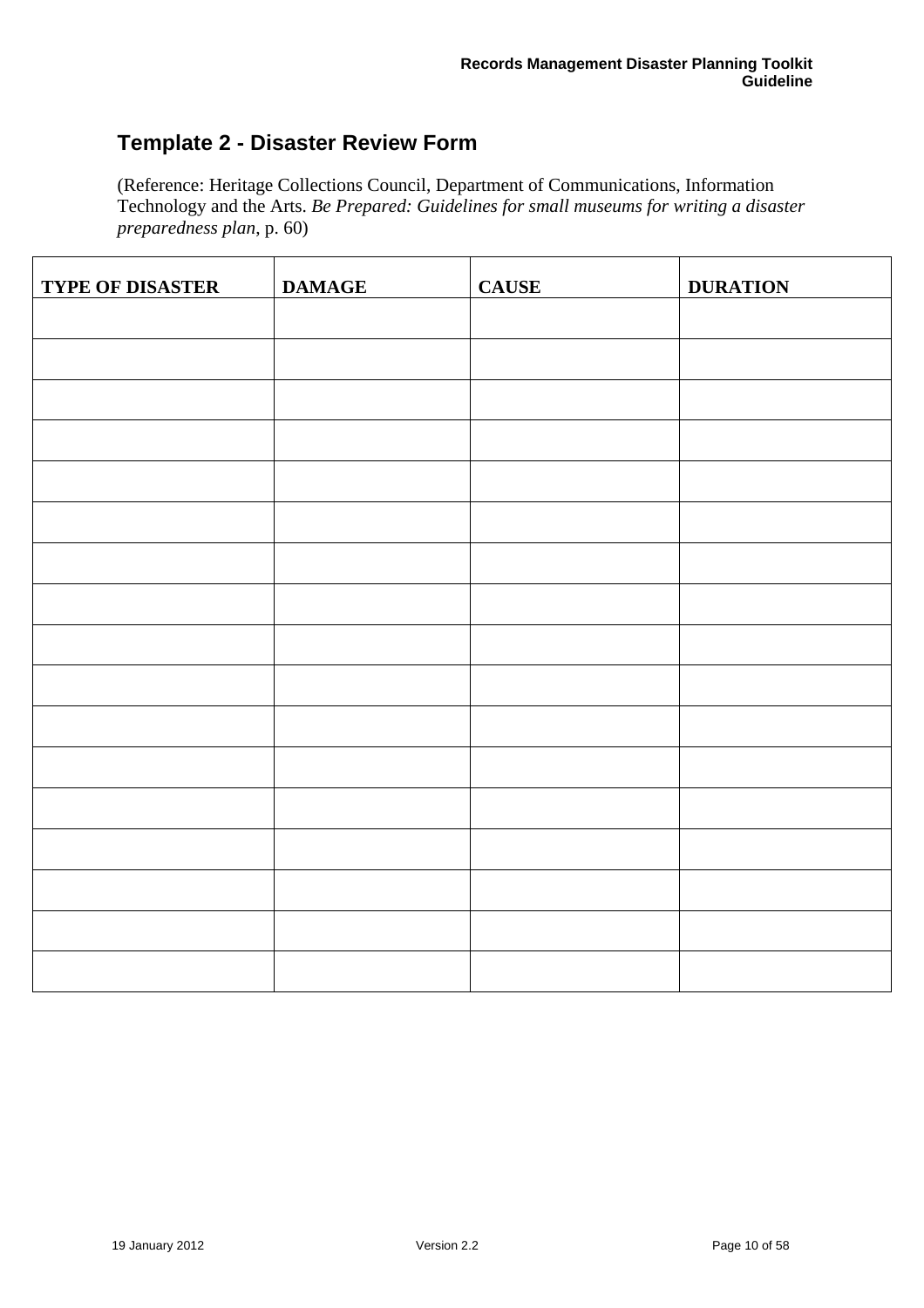## Template 2 - Disaster Review Form

(Reference: Heritage Collections Council, Department of Communications, Information Technology and the Arts. *Be Prepared: Guidelines for small museums for writing a disaster preparedness plan*, p. 60)

| TYPE OF DISASTER | DAMAGE | CAUSE | DURATION |
|---|---|---|---|
| | | | |
| | | | |
| | | | |
| | | | |
| | | | |
| | | | |
| | | | |
| | | | |
| | | | |
| | | | |
| | | | |
| | | | |
| | | | |
| | | | |
| | | | |
| | | | |
| | | | |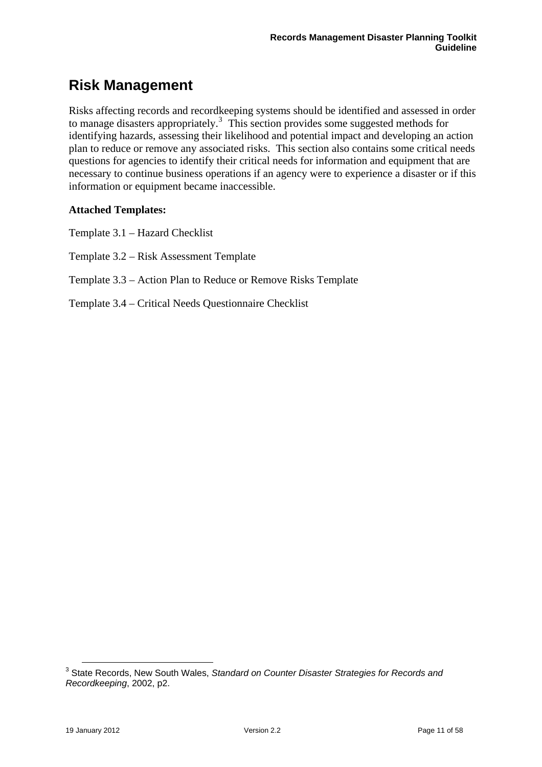# Risk Management

Risks affecting records and recordkeeping systems should be identified and assessed in order to manage disasters appropriately.[3] This section provides some suggested methods for identifying hazards, assessing their likelihood and potential impact and developing an action plan to reduce or remove any associated risks. This section also contains some critical needs questions for agencies to identify their critical needs for information and equipment that are necessary to continue business operations if an agency were to experience a disaster or if this information or equipment became inaccessible.

**Attached Templates:**

Template 3.1 – Hazard Checklist

Template 3.2 – Risk Assessment Template

Template 3.3 – Action Plan to Reduce or Remove Risks Template

Template 3.4 – Critical Needs Questionnaire Checklist

---

[3] State Records, New South Wales, *Standard on Counter Disaster Strategies for Records and Recordkeeping*, 2002, p2.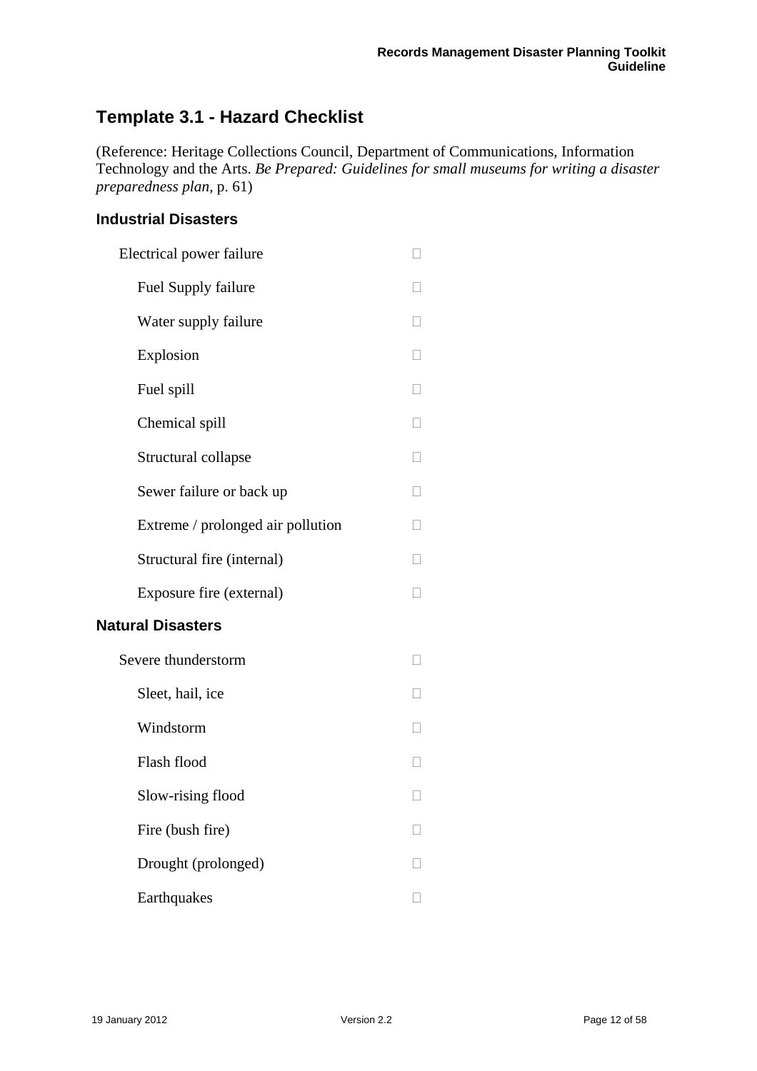## Template 3.1 - Hazard Checklist

(Reference: Heritage Collections Council, Department of Communications, Information Technology and the Arts. *Be Prepared: Guidelines for small museums for writing a disaster preparedness plan*, p. 61)

### Industrial Disasters

- Electrical power failure ☐
- Fuel Supply failure ☐
- Water supply failure ☐
- Explosion ☐
- Fuel spill ☐
- Chemical spill ☐
- Structural collapse ☐
- Sewer failure or back up ☐
- Extreme / prolonged air pollution ☐
- Structural fire (internal) ☐
- Exposure fire (external) ☐

### Natural Disasters

- Severe thunderstorm ☐
- Sleet, hail, ice ☐
- Windstorm ☐
- Flash flood ☐
- Slow-rising flood ☐
- Fire (bush fire) ☐
- Drought (prolonged) ☐
- Earthquakes ☐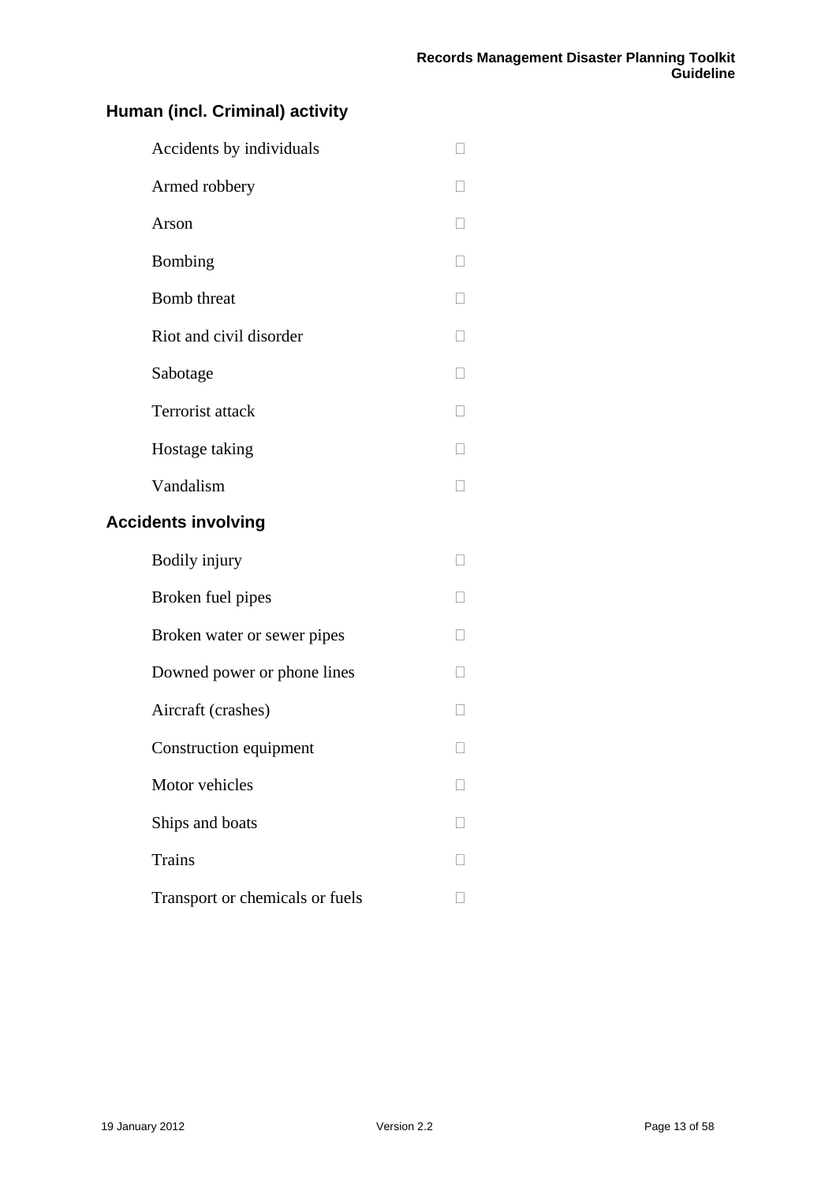## Human (incl. Criminal) activity

- Accidents by individuals ☐
- Armed robbery ☐
- Arson ☐
- Bombing ☐
- Bomb threat ☐
- Riot and civil disorder ☐
- Sabotage ☐
- Terrorist attack ☐
- Hostage taking ☐
- Vandalism ☐

## Accidents involving

- Bodily injury ☐
- Broken fuel pipes ☐
- Broken water or sewer pipes ☐
- Downed power or phone lines ☐
- Aircraft (crashes) ☐
- Construction equipment ☐
- Motor vehicles ☐
- Ships and boats ☐
- Trains ☐
- Transport or chemicals or fuels ☐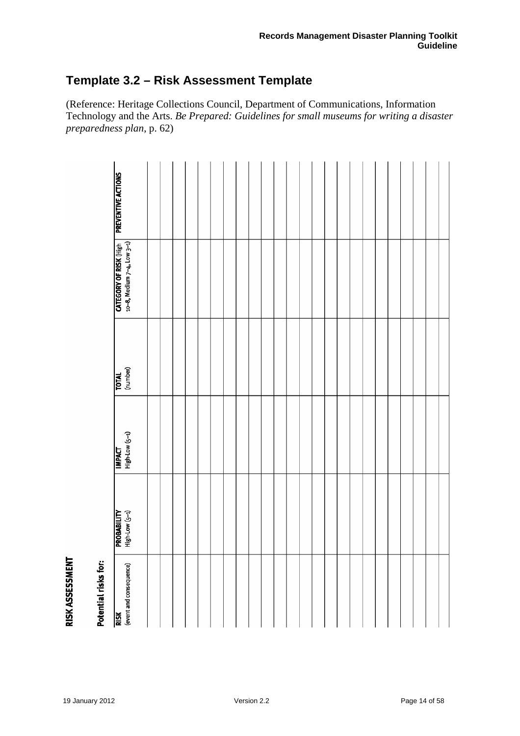## Template 3.2 – Risk Assessment Template

(Reference: Heritage Collections Council, Department of Communications, Information Technology and the Arts. *Be Prepared: Guidelines for small museums for writing a disaster preparedness plan*, p. 62)

**RISK ASSESSMENT**

**Potential risks for:**

| **RISK** (event and consequence) | **PROBABILITY** High-Low (5–1) | **IMPACT** High-Low (5–1) | **TOTAL** (number) | **CATEGORY OF RISK** (High 10–8, Medium 7–4, Low 3–1) | **PREVENTIVE ACTIONS** |
|---|---|---|---|---|---|
| | | | | | |
| | | | | | |
| | | | | | |
| | | | | | |
| | | | | | |
| | | | | | |
| | | | | | |
| | | | | | |
| | | | | | |
| | | | | | |
| | | | | | |
| | | | | | |
| | | | | | |
| | | | | | |
| | | | | | |
| | | | | | |
| | | | | | |
| | | | | | |
| | | | | | |
| | | | | | |
| | | | | | |
| | | | | | |
| | | | | | |
| | | | | | |
| | | | | | |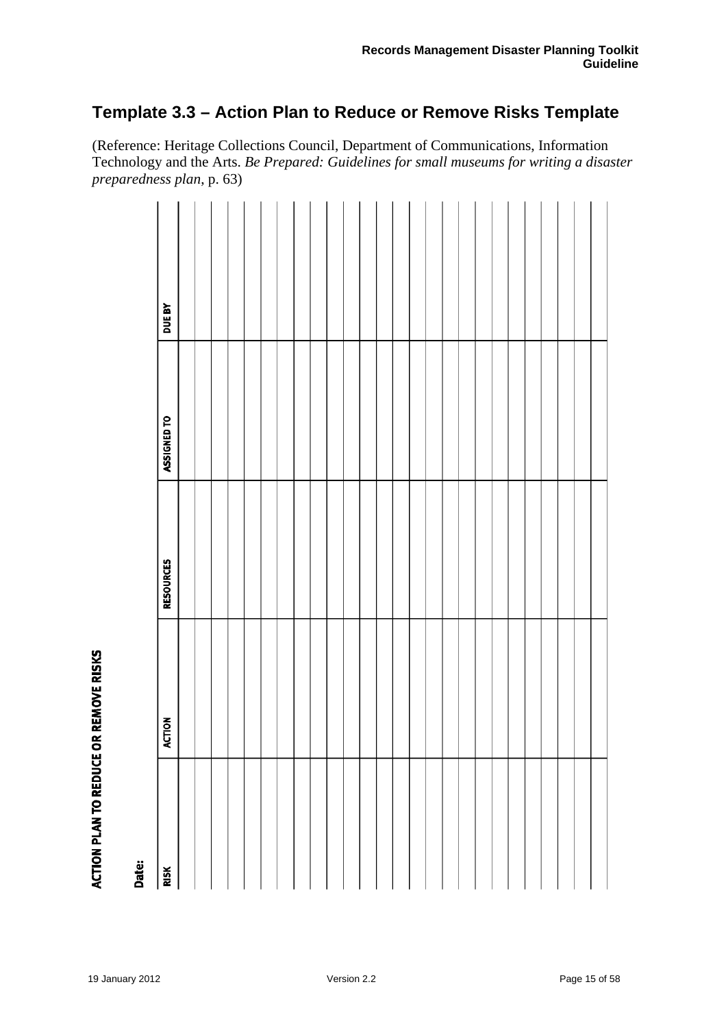## Template 3.3 – Action Plan to Reduce or Remove Risks Template

(Reference: Heritage Collections Council, Department of Communications, Information Technology and the Arts. *Be Prepared: Guidelines for small museums for writing a disaster preparedness plan*, p. 63)

**ACTION PLAN TO REDUCE OR REMOVE RISKS**

**Date:**

| RISK | ACTION | RESOURCES | ASSIGNED TO | DUE BY |
|---|---|---|---|---|
| | | | | |
| | | | | |
| | | | | |
| | | | | |
| | | | | |
| | | | | |
| | | | | |
| | | | | |
| | | | | |
| | | | | |
| | | | | |
| | | | | |
| | | | | |
| | | | | |
| | | | | |
| | | | | |
| | | | | |
| | | | | |
| | | | | |
| | | | | |
| | | | | |
| | | | | |
| | | | | |
| | | | | |
| | | | | |
| | | | | |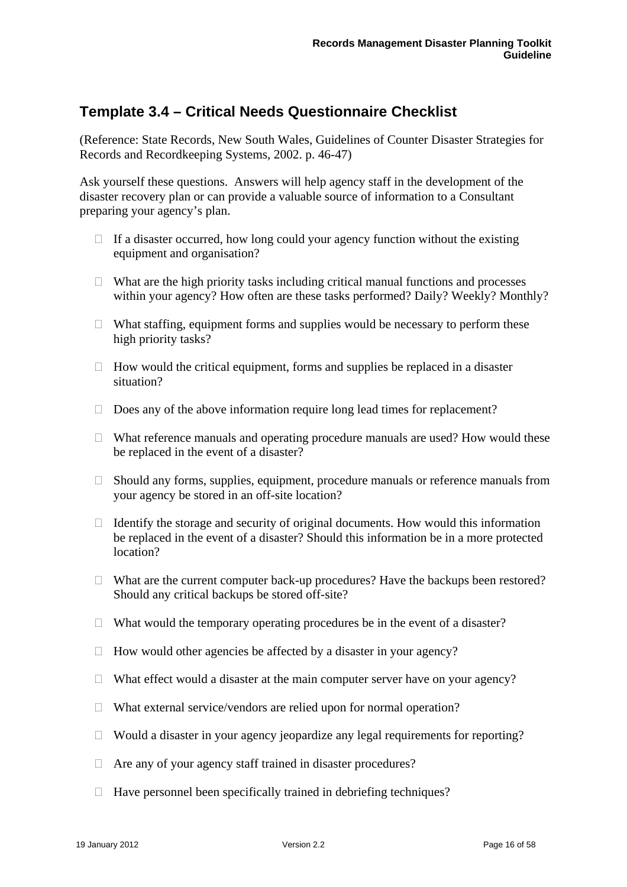## Template 3.4 – Critical Needs Questionnaire Checklist

(Reference: State Records, New South Wales, Guidelines of Counter Disaster Strategies for Records and Recordkeeping Systems, 2002. p. 46-47)

Ask yourself these questions. Answers will help agency staff in the development of the disaster recovery plan or can provide a valuable source of information to a Consultant preparing your agency's plan.

- If a disaster occurred, how long could your agency function without the existing equipment and organisation?
- What are the high priority tasks including critical manual functions and processes within your agency? How often are these tasks performed? Daily? Weekly? Monthly?
- What staffing, equipment forms and supplies would be necessary to perform these high priority tasks?
- How would the critical equipment, forms and supplies be replaced in a disaster situation?
- Does any of the above information require long lead times for replacement?
- What reference manuals and operating procedure manuals are used? How would these be replaced in the event of a disaster?
- Should any forms, supplies, equipment, procedure manuals or reference manuals from your agency be stored in an off-site location?
- Identify the storage and security of original documents. How would this information be replaced in the event of a disaster? Should this information be in a more protected location?
- What are the current computer back-up procedures? Have the backups been restored? Should any critical backups be stored off-site?
- What would the temporary operating procedures be in the event of a disaster?
- How would other agencies be affected by a disaster in your agency?
- What effect would a disaster at the main computer server have on your agency?
- What external service/vendors are relied upon for normal operation?
- Would a disaster in your agency jeopardize any legal requirements for reporting?
- Are any of your agency staff trained in disaster procedures?
- Have personnel been specifically trained in debriefing techniques?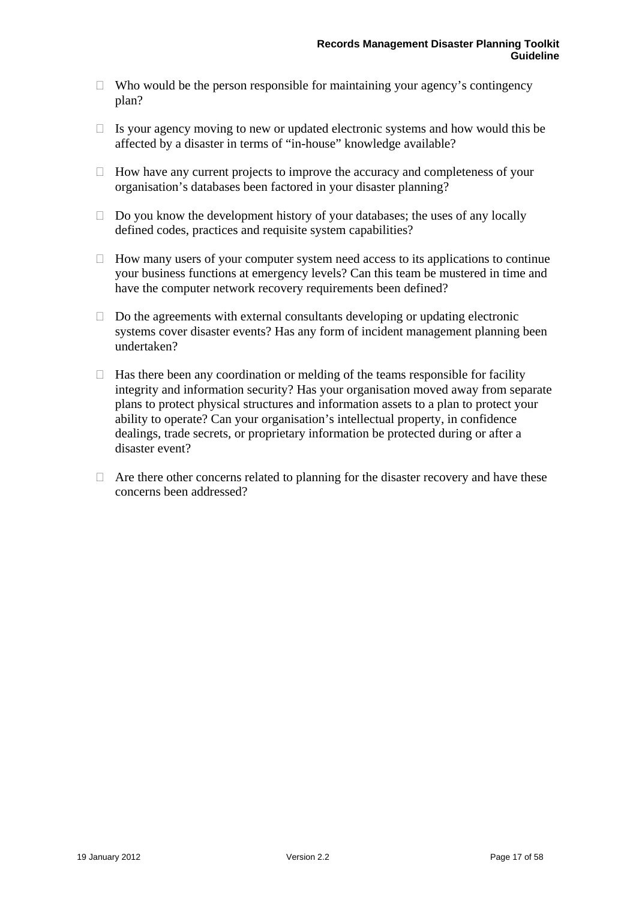- Who would be the person responsible for maintaining your agency's contingency plan?

- Is your agency moving to new or updated electronic systems and how would this be affected by a disaster in terms of "in-house" knowledge available?

- How have any current projects to improve the accuracy and completeness of your organisation's databases been factored in your disaster planning?

- Do you know the development history of your databases; the uses of any locally defined codes, practices and requisite system capabilities?

- How many users of your computer system need access to its applications to continue your business functions at emergency levels? Can this team be mustered in time and have the computer network recovery requirements been defined?

- Do the agreements with external consultants developing or updating electronic systems cover disaster events? Has any form of incident management planning been undertaken?

- Has there been any coordination or melding of the teams responsible for facility integrity and information security? Has your organisation moved away from separate plans to protect physical structures and information assets to a plan to protect your ability to operate? Can your organisation's intellectual property, in confidence dealings, trade secrets, or proprietary information be protected during or after a disaster event?

- Are there other concerns related to planning for the disaster recovery and have these concerns been addressed?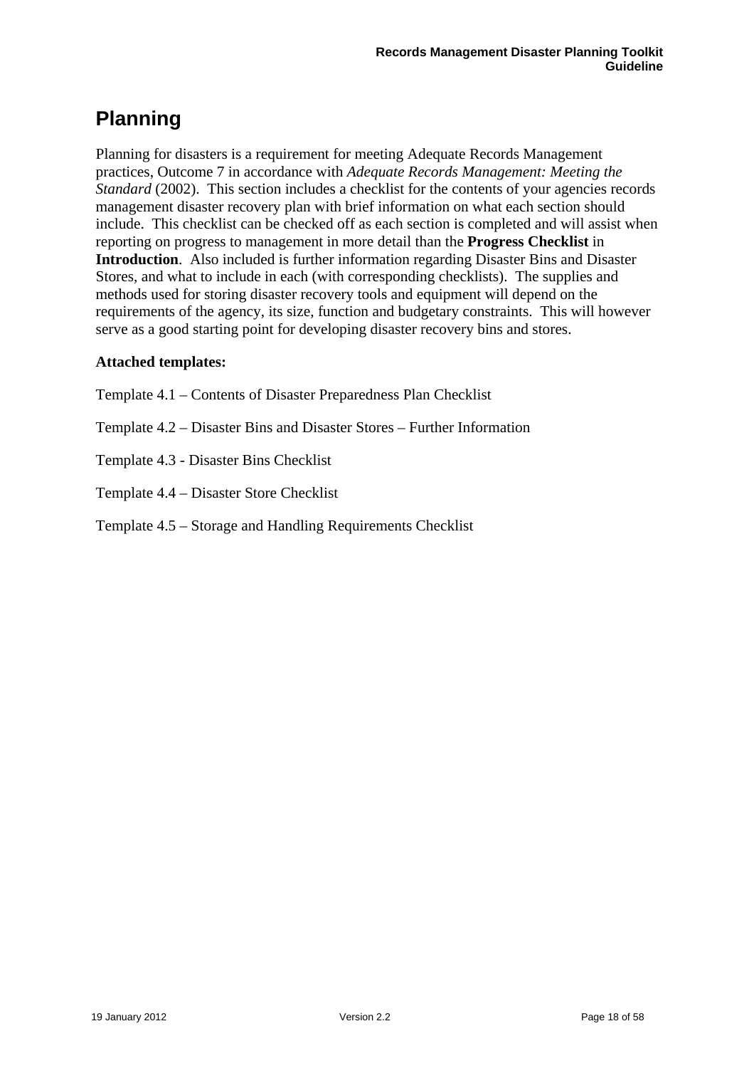# Planning

Planning for disasters is a requirement for meeting Adequate Records Management practices, Outcome 7 in accordance with *Adequate Records Management: Meeting the Standard* (2002). This section includes a checklist for the contents of your agencies records management disaster recovery plan with brief information on what each section should include. This checklist can be checked off as each section is completed and will assist when reporting on progress to management in more detail than the **Progress Checklist** in **Introduction**. Also included is further information regarding Disaster Bins and Disaster Stores, and what to include in each (with corresponding checklists). The supplies and methods used for storing disaster recovery tools and equipment will depend on the requirements of the agency, its size, function and budgetary constraints. This will however serve as a good starting point for developing disaster recovery bins and stores.

**Attached templates:**

Template 4.1 – Contents of Disaster Preparedness Plan Checklist

Template 4.2 – Disaster Bins and Disaster Stores – Further Information

Template 4.3 - Disaster Bins Checklist

Template 4.4 – Disaster Store Checklist

Template 4.5 – Storage and Handling Requirements Checklist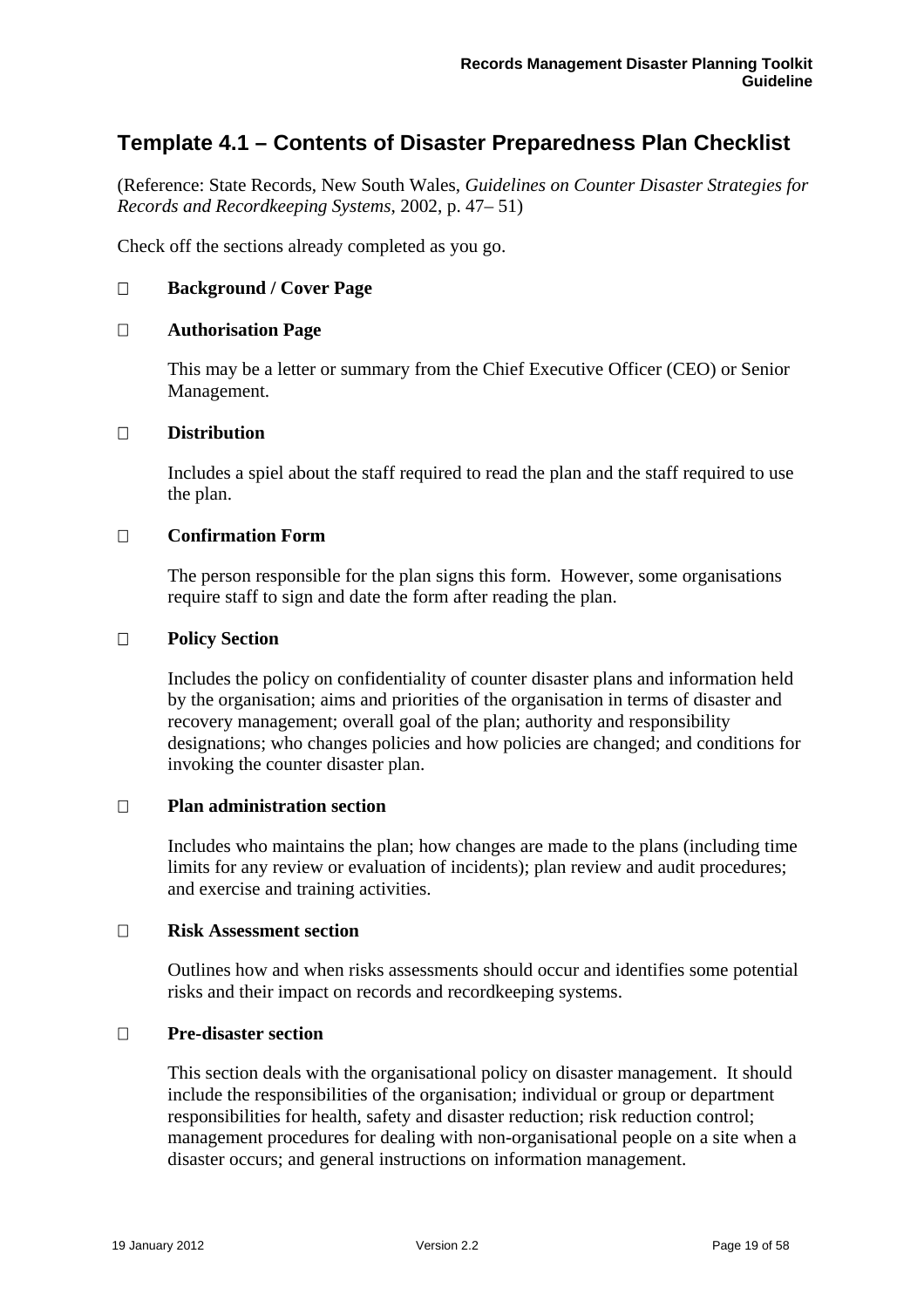## Template 4.1 – Contents of Disaster Preparedness Plan Checklist

(Reference: State Records, New South Wales, *Guidelines on Counter Disaster Strategies for Records and Recordkeeping Systems*, 2002, p. 47– 51)

Check off the sections already completed as you go.

- ☐ **Background / Cover Page**

- ☐ **Authorisation Page**

  This may be a letter or summary from the Chief Executive Officer (CEO) or Senior Management.

- ☐ **Distribution**

  Includes a spiel about the staff required to read the plan and the staff required to use the plan.

- ☐ **Confirmation Form**

  The person responsible for the plan signs this form. However, some organisations require staff to sign and date the form after reading the plan.

- ☐ **Policy Section**

  Includes the policy on confidentiality of counter disaster plans and information held by the organisation; aims and priorities of the organisation in terms of disaster and recovery management; overall goal of the plan; authority and responsibility designations; who changes policies and how policies are changed; and conditions for invoking the counter disaster plan.

- ☐ **Plan administration section**

  Includes who maintains the plan; how changes are made to the plans (including time limits for any review or evaluation of incidents); plan review and audit procedures; and exercise and training activities.

- ☐ **Risk Assessment section**

  Outlines how and when risks assessments should occur and identifies some potential risks and their impact on records and recordkeeping systems.

- ☐ **Pre-disaster section**

  This section deals with the organisational policy on disaster management. It should include the responsibilities of the organisation; individual or group or department responsibilities for health, safety and disaster reduction; risk reduction control; management procedures for dealing with non-organisational people on a site when a disaster occurs; and general instructions on information management.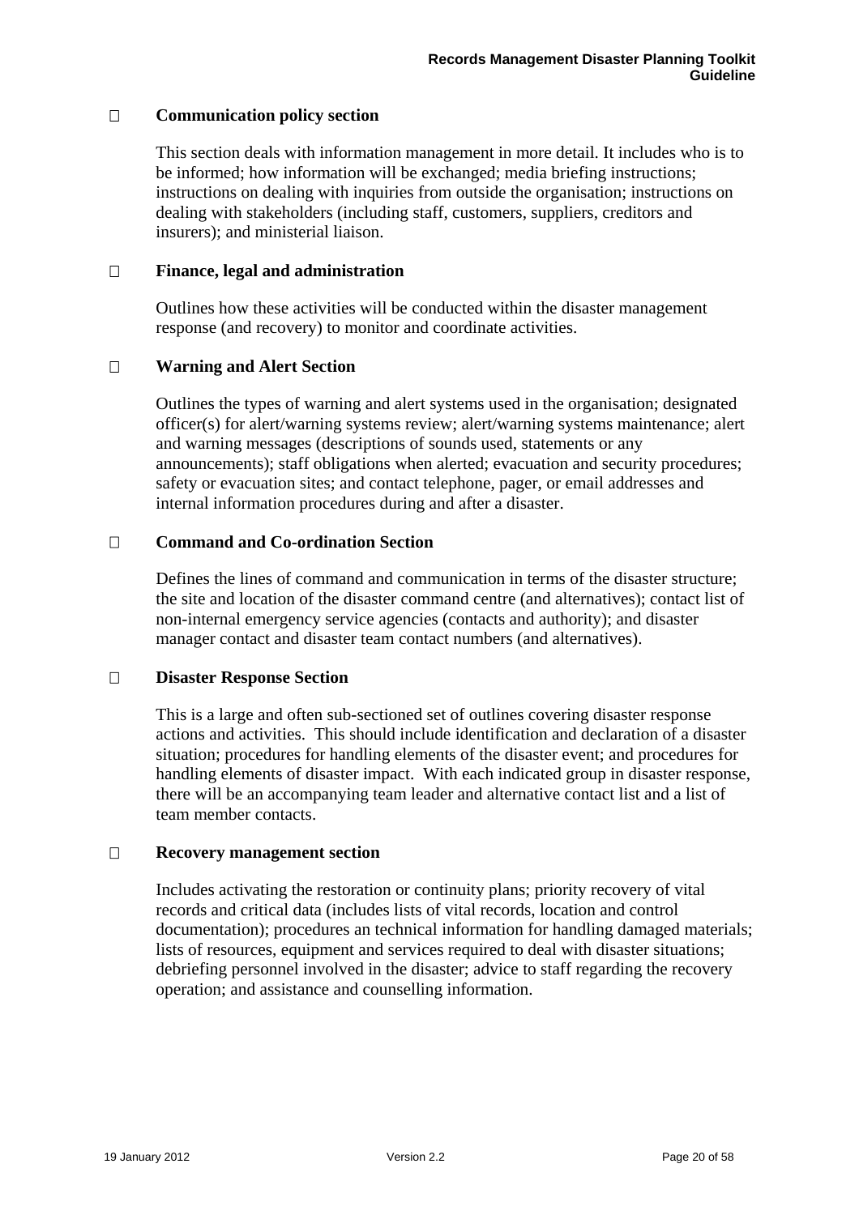- **Communication policy section**

  This section deals with information management in more detail. It includes who is to be informed; how information will be exchanged; media briefing instructions; instructions on dealing with inquiries from outside the organisation; instructions on dealing with stakeholders (including staff, customers, suppliers, creditors and insurers); and ministerial liaison.

- **Finance, legal and administration**

  Outlines how these activities will be conducted within the disaster management response (and recovery) to monitor and coordinate activities.

- **Warning and Alert Section**

  Outlines the types of warning and alert systems used in the organisation; designated officer(s) for alert/warning systems review; alert/warning systems maintenance; alert and warning messages (descriptions of sounds used, statements or any announcements); staff obligations when alerted; evacuation and security procedures; safety or evacuation sites; and contact telephone, pager, or email addresses and internal information procedures during and after a disaster.

- **Command and Co-ordination Section**

  Defines the lines of command and communication in terms of the disaster structure; the site and location of the disaster command centre (and alternatives); contact list of non-internal emergency service agencies (contacts and authority); and disaster manager contact and disaster team contact numbers (and alternatives).

- **Disaster Response Section**

  This is a large and often sub-sectioned set of outlines covering disaster response actions and activities. This should include identification and declaration of a disaster situation; procedures for handling elements of the disaster event; and procedures for handling elements of disaster impact. With each indicated group in disaster response, there will be an accompanying team leader and alternative contact list and a list of team member contacts.

- **Recovery management section**

  Includes activating the restoration or continuity plans; priority recovery of vital records and critical data (includes lists of vital records, location and control documentation); procedures an technical information for handling damaged materials; lists of resources, equipment and services required to deal with disaster situations; debriefing personnel involved in the disaster; advice to staff regarding the recovery operation; and assistance and counselling information.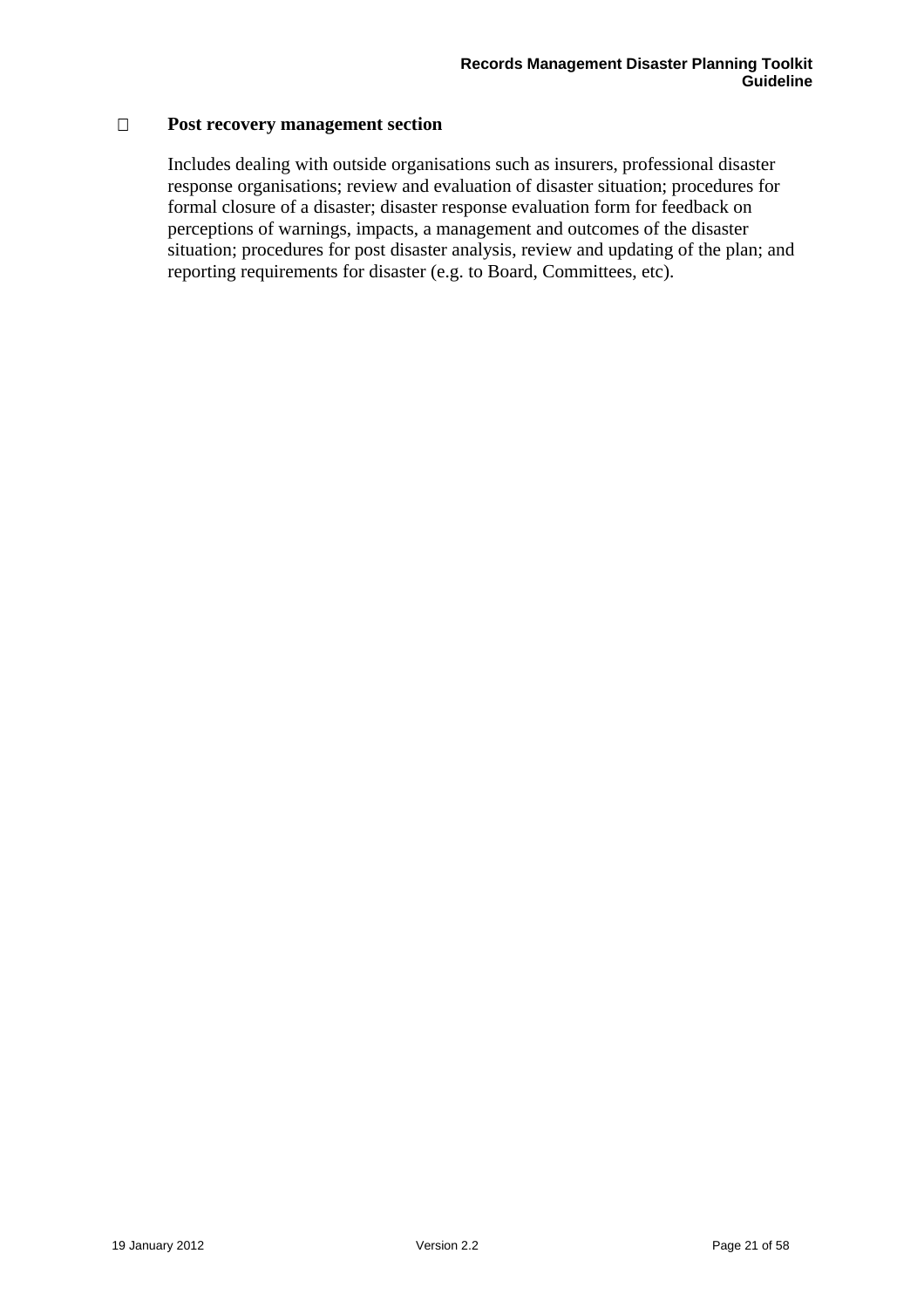- **Post recovery management section**

  Includes dealing with outside organisations such as insurers, professional disaster response organisations; review and evaluation of disaster situation; procedures for formal closure of a disaster; disaster response evaluation form for feedback on perceptions of warnings, impacts, a management and outcomes of the disaster situation; procedures for post disaster analysis, review and updating of the plan; and reporting requirements for disaster (e.g. to Board, Committees, etc).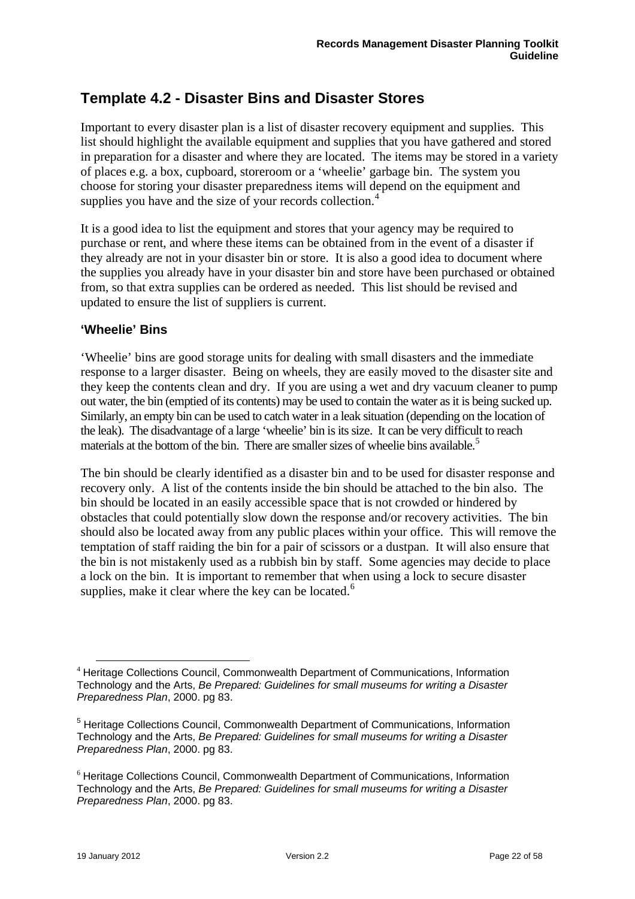## Template 4.2 - Disaster Bins and Disaster Stores

Important to every disaster plan is a list of disaster recovery equipment and supplies. This list should highlight the available equipment and supplies that you have gathered and stored in preparation for a disaster and where they are located. The items may be stored in a variety of places e.g. a box, cupboard, storeroom or a 'wheelie' garbage bin. The system you choose for storing your disaster preparedness items will depend on the equipment and supplies you have and the size of your records collection.[4]

It is a good idea to list the equipment and stores that your agency may be required to purchase or rent, and where these items can be obtained from in the event of a disaster if they already are not in your disaster bin or store. It is also a good idea to document where the supplies you already have in your disaster bin and store have been purchased or obtained from, so that extra supplies can be ordered as needed. This list should be revised and updated to ensure the list of suppliers is current.

### 'Wheelie' Bins

'Wheelie' bins are good storage units for dealing with small disasters and the immediate response to a larger disaster. Being on wheels, they are easily moved to the disaster site and they keep the contents clean and dry. If you are using a wet and dry vacuum cleaner to pump out water, the bin (emptied of its contents) may be used to contain the water as it is being sucked up. Similarly, an empty bin can be used to catch water in a leak situation (depending on the location of the leak). The disadvantage of a large 'wheelie' bin is its size. It can be very difficult to reach materials at the bottom of the bin. There are smaller sizes of wheelie bins available.[5]

The bin should be clearly identified as a disaster bin and to be used for disaster response and recovery only. A list of the contents inside the bin should be attached to the bin also. The bin should be located in an easily accessible space that is not crowded or hindered by obstacles that could potentially slow down the response and/or recovery activities. The bin should also be located away from any public places within your office. This will remove the temptation of staff raiding the bin for a pair of scissors or a dustpan. It will also ensure that the bin is not mistakenly used as a rubbish bin by staff. Some agencies may decide to place a lock on the bin. It is important to remember that when using a lock to secure disaster supplies, make it clear where the key can be located.[6]

---

[4] Heritage Collections Council, Commonwealth Department of Communications, Information Technology and the Arts, *Be Prepared: Guidelines for small museums for writing a Disaster Preparedness Plan*, 2000. pg 83.

[5] Heritage Collections Council, Commonwealth Department of Communications, Information Technology and the Arts, *Be Prepared: Guidelines for small museums for writing a Disaster Preparedness Plan*, 2000. pg 83.

[6] Heritage Collections Council, Commonwealth Department of Communications, Information Technology and the Arts, *Be Prepared: Guidelines for small museums for writing a Disaster Preparedness Plan*, 2000. pg 83.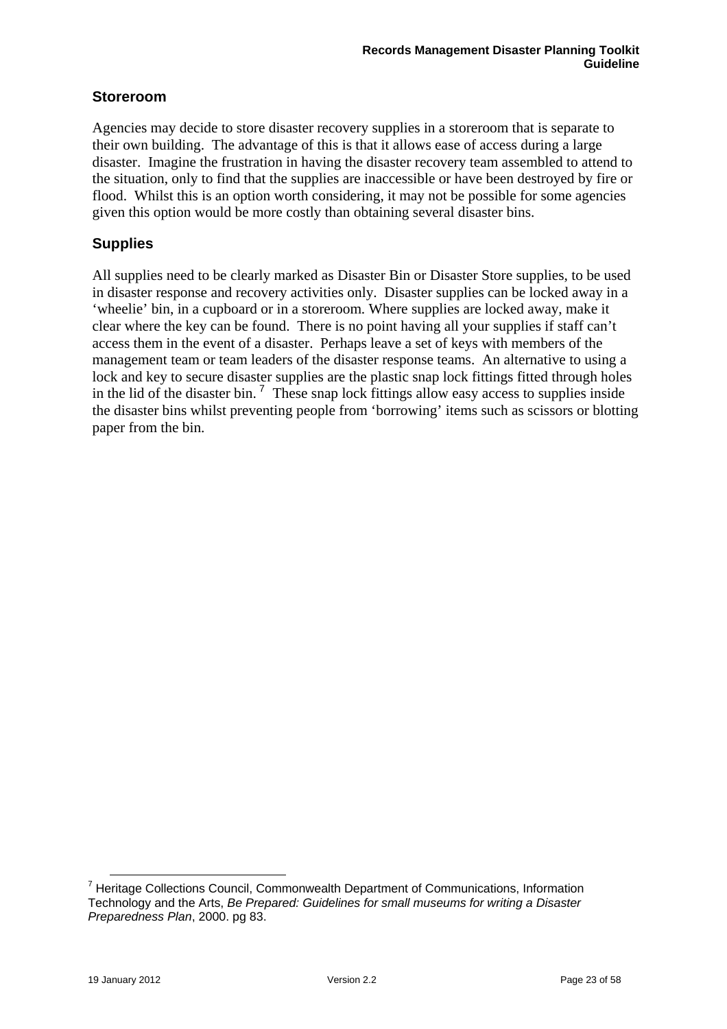## Storeroom

Agencies may decide to store disaster recovery supplies in a storeroom that is separate to their own building. The advantage of this is that it allows ease of access during a large disaster. Imagine the frustration in having the disaster recovery team assembled to attend to the situation, only to find that the supplies are inaccessible or have been destroyed by fire or flood. Whilst this is an option worth considering, it may not be possible for some agencies given this option would be more costly than obtaining several disaster bins.

## Supplies

All supplies need to be clearly marked as Disaster Bin or Disaster Store supplies, to be used in disaster response and recovery activities only. Disaster supplies can be locked away in a 'wheelie' bin, in a cupboard or in a storeroom. Where supplies are locked away, make it clear where the key can be found. There is no point having all your supplies if staff can't access them in the event of a disaster. Perhaps leave a set of keys with members of the management team or team leaders of the disaster response teams. An alternative to using a lock and key to secure disaster supplies are the plastic snap lock fittings fitted through holes in the lid of the disaster bin. [7] These snap lock fittings allow easy access to supplies inside the disaster bins whilst preventing people from 'borrowing' items such as scissors or blotting paper from the bin.

---

[7] Heritage Collections Council, Commonwealth Department of Communications, Information Technology and the Arts, *Be Prepared: Guidelines for small museums for writing a Disaster Preparedness Plan*, 2000. pg 83.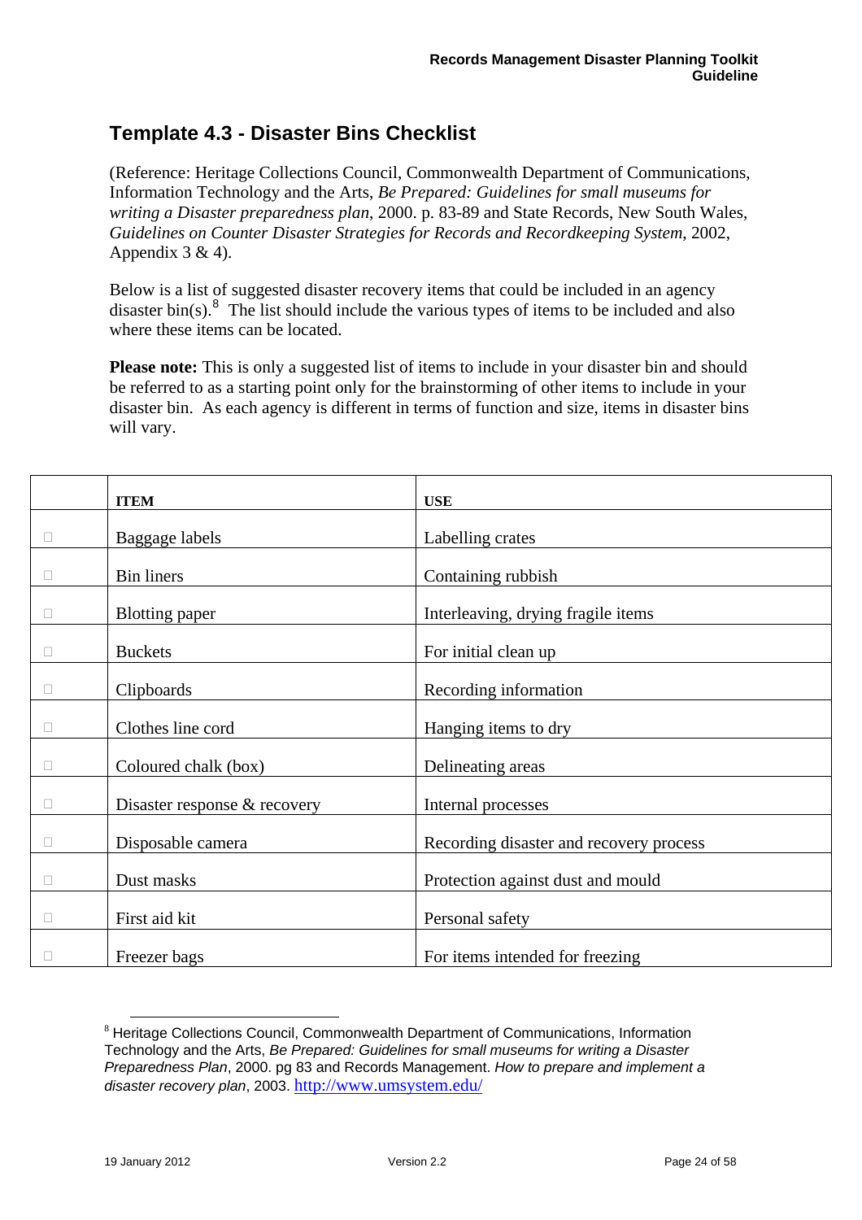## Template 4.3 - Disaster Bins Checklist

(Reference: Heritage Collections Council, Commonwealth Department of Communications, Information Technology and the Arts, *Be Prepared: Guidelines for small museums for writing a Disaster preparedness plan*, 2000. p. 83-89 and State Records, New South Wales, *Guidelines on Counter Disaster Strategies for Records and Recordkeeping System*, 2002, Appendix 3 & 4).

Below is a list of suggested disaster recovery items that could be included in an agency disaster bin(s).[8] The list should include the various types of items to be included and also where these items can be located.

**Please note:** This is only a suggested list of items to include in your disaster bin and should be referred to as a starting point only for the brainstorming of other items to include in your disaster bin. As each agency is different in terms of function and size, items in disaster bins will vary.

| | **ITEM** | **USE** |
|---|---|---|
| ☐ | Baggage labels | Labelling crates |
| ☐ | Bin liners | Containing rubbish |
| ☐ | Blotting paper | Interleaving, drying fragile items |
| ☐ | Buckets | For initial clean up |
| ☐ | Clipboards | Recording information |
| ☐ | Clothes line cord | Hanging items to dry |
| ☐ | Coloured chalk (box) | Delineating areas |
| ☐ | Disaster response & recovery | Internal processes |
| ☐ | Disposable camera | Recording disaster and recovery process |
| ☐ | Dust masks | Protection against dust and mould |
| ☐ | First aid kit | Personal safety |
| ☐ | Freezer bags | For items intended for freezing |

[8] Heritage Collections Council, Commonwealth Department of Communications, Information Technology and the Arts, *Be Prepared: Guidelines for small museums for writing a Disaster Preparedness Plan*, 2000. pg 83 and Records Management. *How to prepare and implement a disaster recovery plan*, 2003. http://www.umsystem.edu/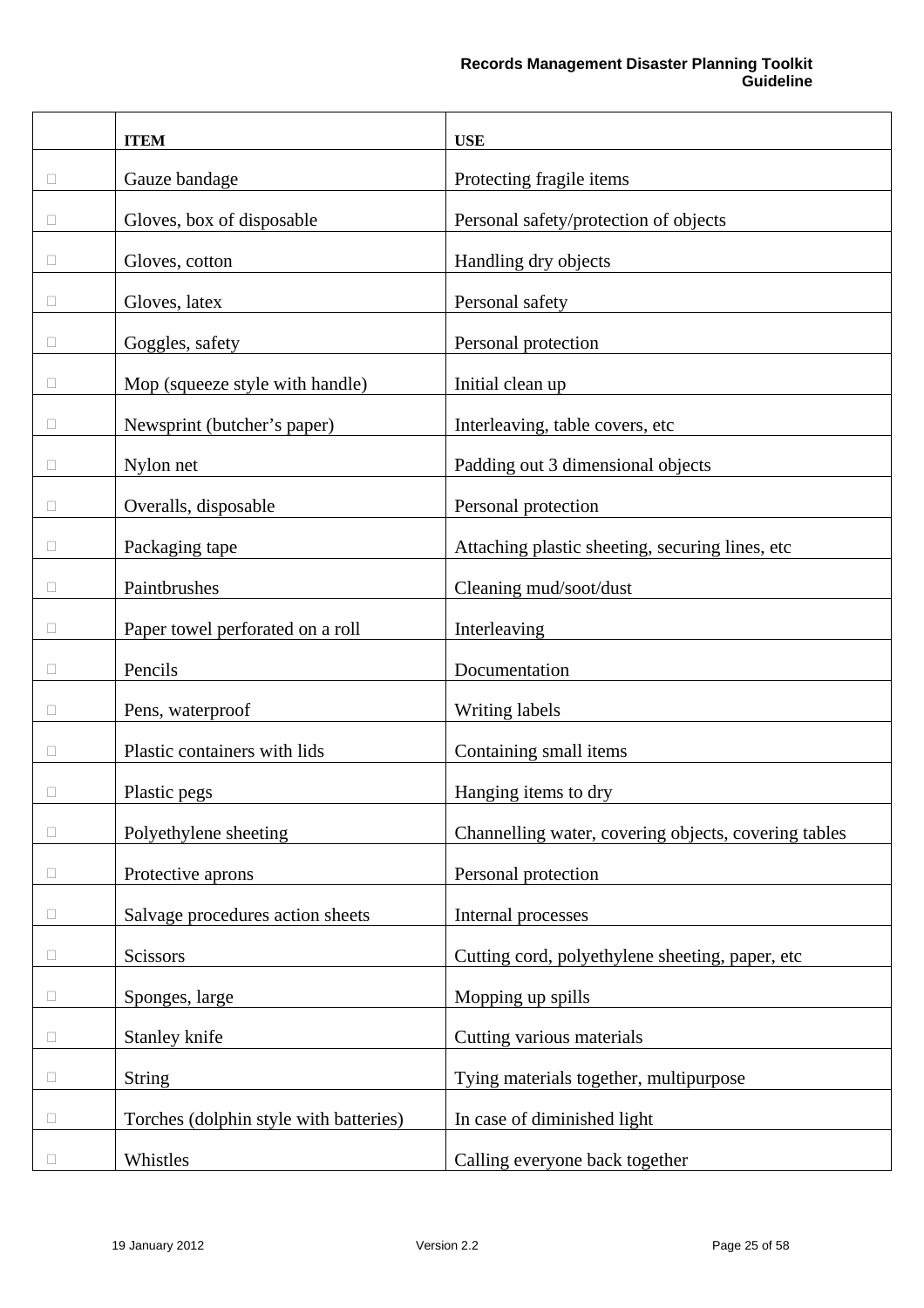| | ITEM | USE |
|---|---|---|
| ☐ | Gauze bandage | Protecting fragile items |
| ☐ | Gloves, box of disposable | Personal safety/protection of objects |
| ☐ | Gloves, cotton | Handling dry objects |
| ☐ | Gloves, latex | Personal safety |
| ☐ | Goggles, safety | Personal protection |
| ☐ | Mop (squeeze style with handle) | Initial clean up |
| ☐ | Newsprint (butcher's paper) | Interleaving, table covers, etc |
| ☐ | Nylon net | Padding out 3 dimensional objects |
| ☐ | Overalls, disposable | Personal protection |
| ☐ | Packaging tape | Attaching plastic sheeting, securing lines, etc |
| ☐ | Paintbrushes | Cleaning mud/soot/dust |
| ☐ | Paper towel perforated on a roll | Interleaving |
| ☐ | Pencils | Documentation |
| ☐ | Pens, waterproof | Writing labels |
| ☐ | Plastic containers with lids | Containing small items |
| ☐ | Plastic pegs | Hanging items to dry |
| ☐ | Polyethylene sheeting | Channelling water, covering objects, covering tables |
| ☐ | Protective aprons | Personal protection |
| ☐ | Salvage procedures action sheets | Internal processes |
| ☐ | Scissors | Cutting cord, polyethylene sheeting, paper, etc |
| ☐ | Sponges, large | Mopping up spills |
| ☐ | Stanley knife | Cutting various materials |
| ☐ | String | Tying materials together, multipurpose |
| ☐ | Torches (dolphin style with batteries) | In case of diminished light |
| ☐ | Whistles | Calling everyone back together |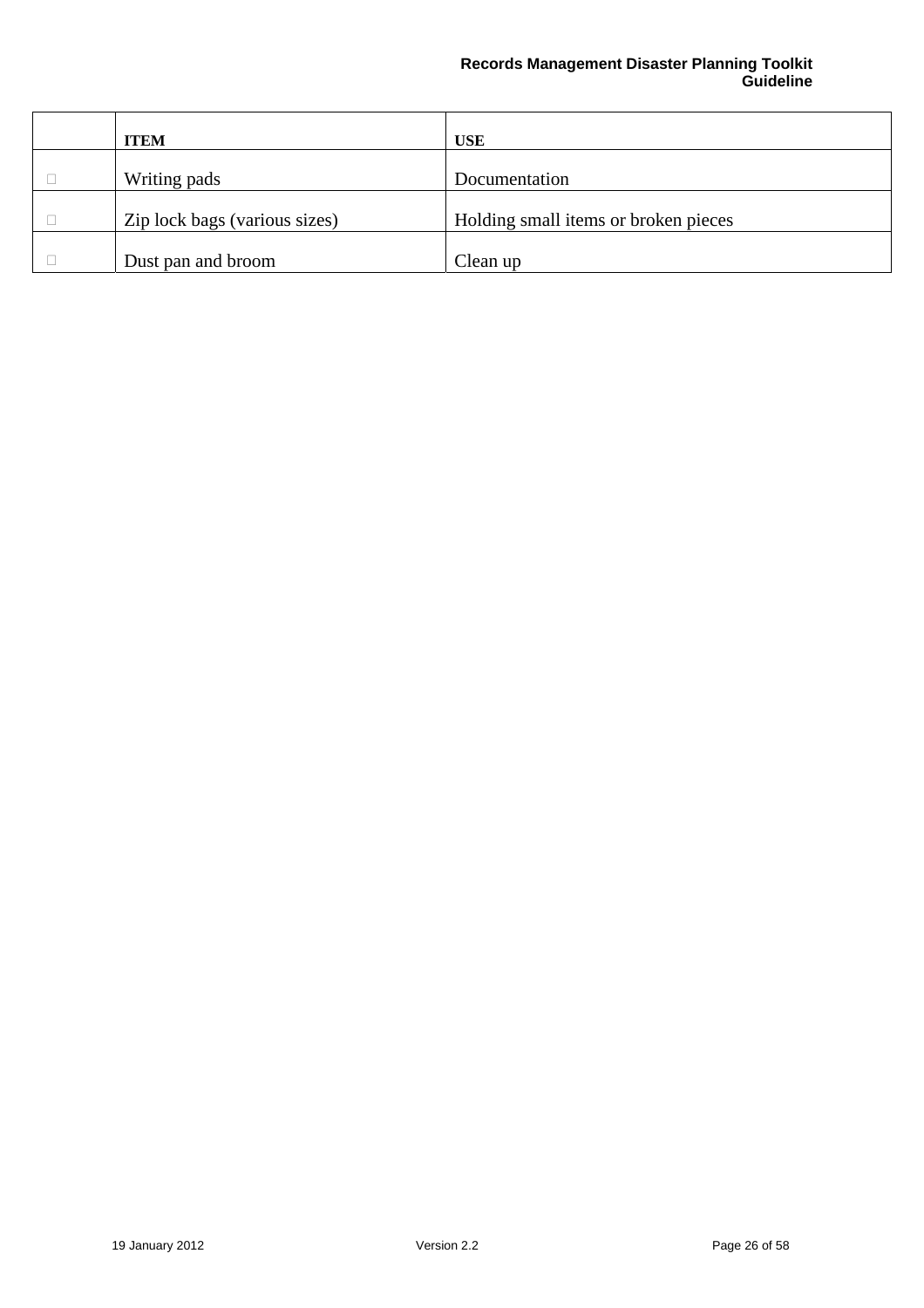|  | ITEM | USE |
|---|---|---|
| ☐ | Writing pads | Documentation |
| ☐ | Zip lock bags (various sizes) | Holding small items or broken pieces |
| ☐ | Dust pan and broom | Clean up |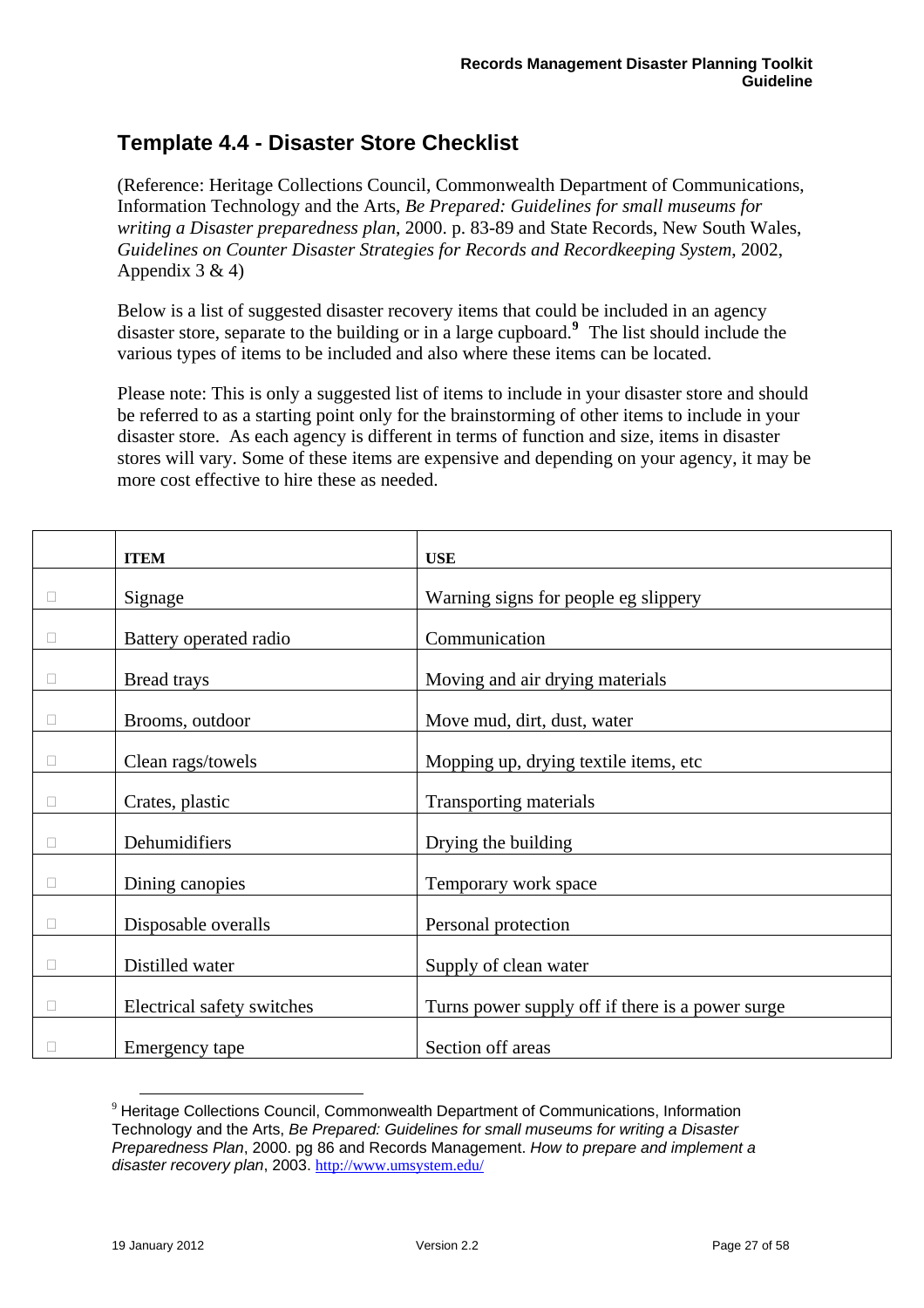## Template 4.4 - Disaster Store Checklist

(Reference: Heritage Collections Council, Commonwealth Department of Communications, Information Technology and the Arts, *Be Prepared: Guidelines for small museums for writing a Disaster preparedness plan*, 2000. p. 83-89 and State Records, New South Wales, *Guidelines on Counter Disaster Strategies for Records and Recordkeeping System*, 2002, Appendix 3 & 4)

Below is a list of suggested disaster recovery items that could be included in an agency disaster store, separate to the building or in a large cupboard.[9] The list should include the various types of items to be included and also where these items can be located.

Please note: This is only a suggested list of items to include in your disaster store and should be referred to as a starting point only for the brainstorming of other items to include in your disaster store. As each agency is different in terms of function and size, items in disaster stores will vary. Some of these items are expensive and depending on your agency, it may be more cost effective to hire these as needed.

| | **ITEM** | **USE** |
|---|---|---|
| ☐ | Signage | Warning signs for people eg slippery |
| ☐ | Battery operated radio | Communication |
| ☐ | Bread trays | Moving and air drying materials |
| ☐ | Brooms, outdoor | Move mud, dirt, dust, water |
| ☐ | Clean rags/towels | Mopping up, drying textile items, etc |
| ☐ | Crates, plastic | Transporting materials |
| ☐ | Dehumidifiers | Drying the building |
| ☐ | Dining canopies | Temporary work space |
| ☐ | Disposable overalls | Personal protection |
| ☐ | Distilled water | Supply of clean water |
| ☐ | Electrical safety switches | Turns power supply off if there is a power surge |
| ☐ | Emergency tape | Section off areas |

[9] Heritage Collections Council, Commonwealth Department of Communications, Information Technology and the Arts, *Be Prepared: Guidelines for small museums for writing a Disaster Preparedness Plan*, 2000. pg 86 and Records Management. *How to prepare and implement a disaster recovery plan*, 2003. http://www.umsystem.edu/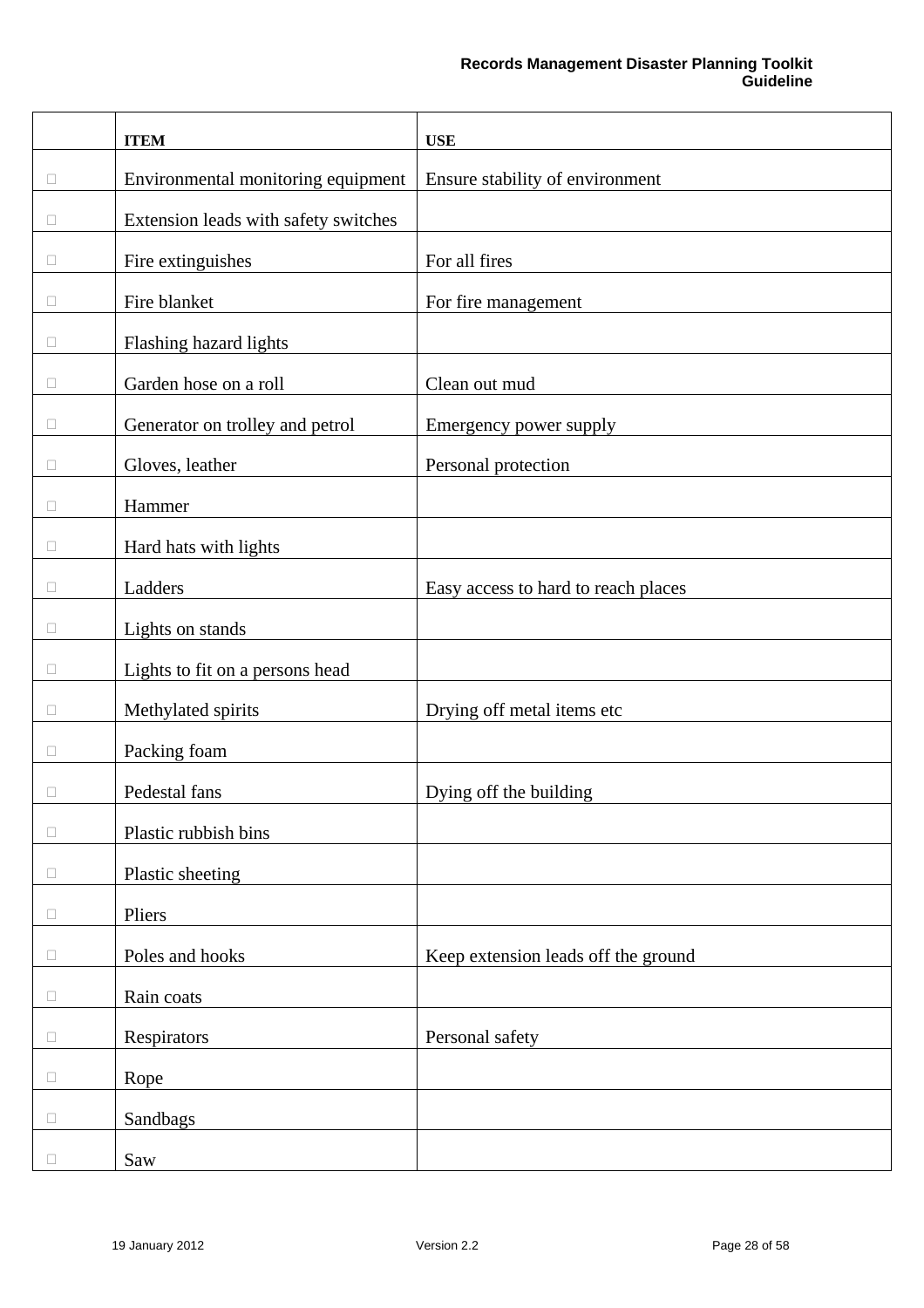| | ITEM | USE |
|---|---|---|
| ☐ | Environmental monitoring equipment | Ensure stability of environment |
| ☐ | Extension leads with safety switches | |
| ☐ | Fire extinguishes | For all fires |
| ☐ | Fire blanket | For fire management |
| ☐ | Flashing hazard lights | |
| ☐ | Garden hose on a roll | Clean out mud |
| ☐ | Generator on trolley and petrol | Emergency power supply |
| ☐ | Gloves, leather | Personal protection |
| ☐ | Hammer | |
| ☐ | Hard hats with lights | |
| ☐ | Ladders | Easy access to hard to reach places |
| ☐ | Lights on stands | |
| ☐ | Lights to fit on a persons head | |
| ☐ | Methylated spirits | Drying off metal items etc |
| ☐ | Packing foam | |
| ☐ | Pedestal fans | Dying off the building |
| ☐ | Plastic rubbish bins | |
| ☐ | Plastic sheeting | |
| ☐ | Pliers | |
| ☐ | Poles and hooks | Keep extension leads off the ground |
| ☐ | Rain coats | |
| ☐ | Respirators | Personal safety |
| ☐ | Rope | |
| ☐ | Sandbags | |
| ☐ | Saw | |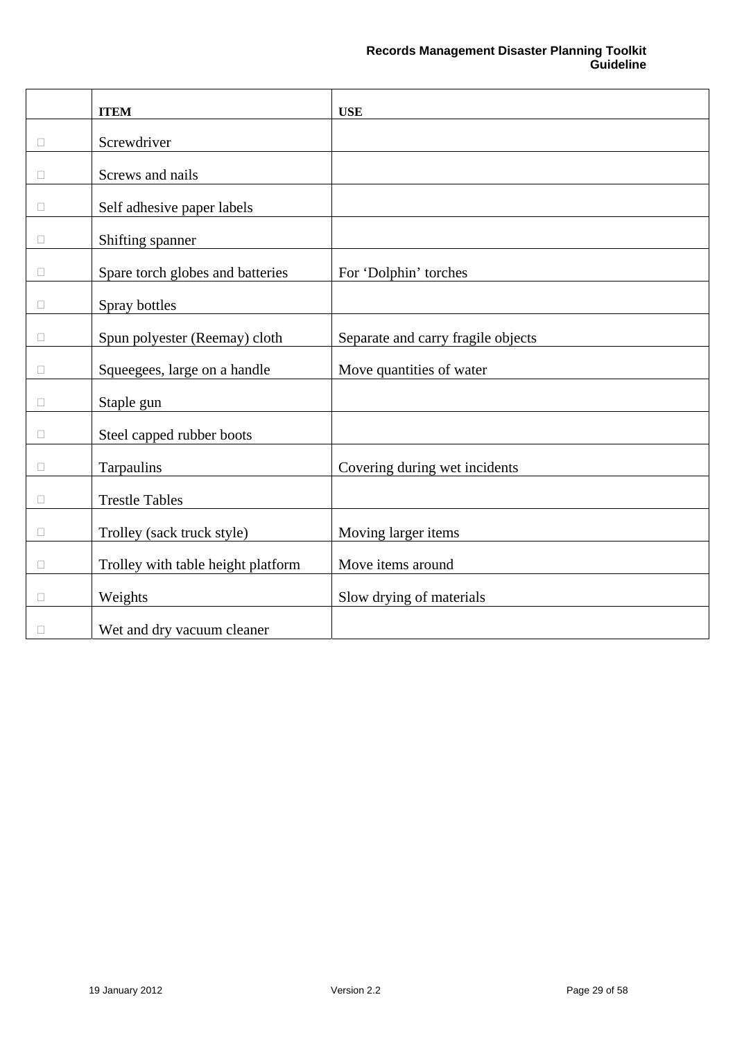|  | ITEM | USE |
|---|---|---|
| ☐ | Screwdriver |  |
| ☐ | Screws and nails |  |
| ☐ | Self adhesive paper labels |  |
| ☐ | Shifting spanner |  |
| ☐ | Spare torch globes and batteries | For 'Dolphin' torches |
| ☐ | Spray bottles |  |
| ☐ | Spun polyester (Reemay) cloth | Separate and carry fragile objects |
| ☐ | Squeegees, large on a handle | Move quantities of water |
| ☐ | Staple gun |  |
| ☐ | Steel capped rubber boots |  |
| ☐ | Tarpaulins | Covering during wet incidents |
| ☐ | Trestle Tables |  |
| ☐ | Trolley (sack truck style) | Moving larger items |
| ☐ | Trolley with table height platform | Move items around |
| ☐ | Weights | Slow drying of materials |
| ☐ | Wet and dry vacuum cleaner |  |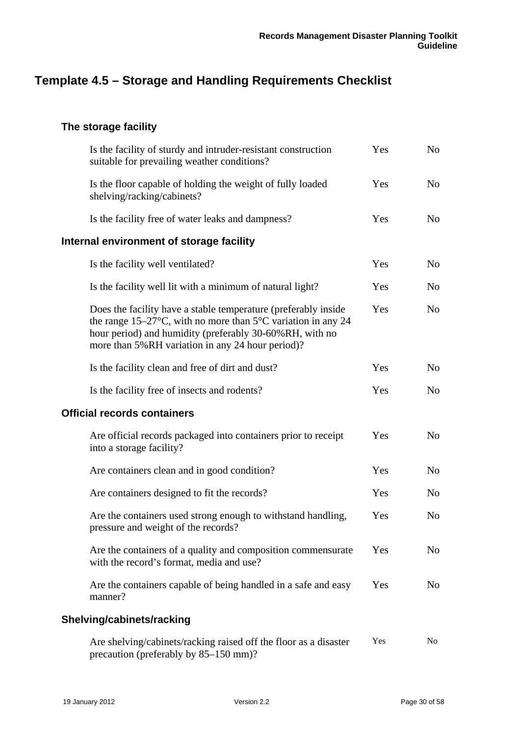## Template 4.5 – Storage and Handling Requirements Checklist

### The storage facility

| | | |
|---|---|---|
| Is the facility of sturdy and intruder-resistant construction suitable for prevailing weather conditions? | Yes | No |
| Is the floor capable of holding the weight of fully loaded shelving/racking/cabinets? | Yes | No |
| Is the facility free of water leaks and dampness? | Yes | No |

### Internal environment of storage facility

| | | |
|---|---|---|
| Is the facility well ventilated? | Yes | No |
| Is the facility well lit with a minimum of natural light? | Yes | No |
| Does the facility have a stable temperature (preferably inside the range 15–27°C, with no more than 5°C variation in any 24 hour period) and humidity (preferably 30-60%RH, with no more than 5%RH variation in any 24 hour period)? | Yes | No |
| Is the facility clean and free of dirt and dust? | Yes | No |
| Is the facility free of insects and rodents? | Yes | No |

### Official records containers

| | | |
|---|---|---|
| Are official records packaged into containers prior to receipt into a storage facility? | Yes | No |
| Are containers clean and in good condition? | Yes | No |
| Are containers designed to fit the records? | Yes | No |
| Are the containers used strong enough to withstand handling, pressure and weight of the records? | Yes | No |
| Are the containers of a quality and composition commensurate with the record's format, media and use? | Yes | No |
| Are the containers capable of being handled in a safe and easy manner? | Yes | No |

### Shelving/cabinets/racking

| | | |
|---|---|---|
| Are shelving/cabinets/racking raised off the floor as a disaster precaution (preferably by 85–150 mm)? | Yes | No |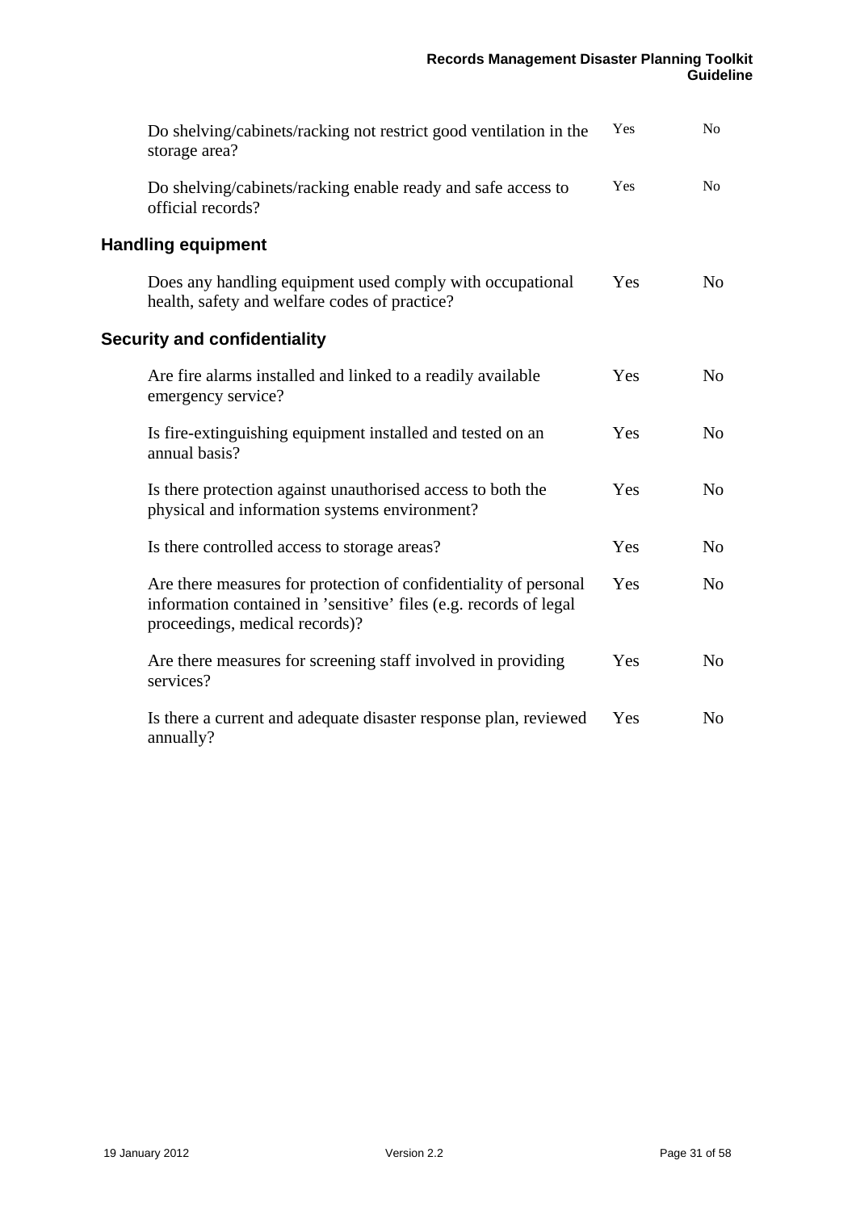| | | |
|---|---|---|
| Do shelving/cabinets/racking not restrict good ventilation in the storage area? | Yes | No |
| Do shelving/cabinets/racking enable ready and safe access to official records? | Yes | No |

## Handling equipment

| | | |
|---|---|---|
| Does any handling equipment used comply with occupational health, safety and welfare codes of practice? | Yes | No |

## Security and confidentiality

| | | |
|---|---|---|
| Are fire alarms installed and linked to a readily available emergency service? | Yes | No |
| Is fire-extinguishing equipment installed and tested on an annual basis? | Yes | No |
| Is there protection against unauthorised access to both the physical and information systems environment? | Yes | No |
| Is there controlled access to storage areas? | Yes | No |
| Are there measures for protection of confidentiality of personal information contained in 'sensitive' files (e.g. records of legal proceedings, medical records)? | Yes | No |
| Are there measures for screening staff involved in providing services? | Yes | No |
| Is there a current and adequate disaster response plan, reviewed annually? | Yes | No |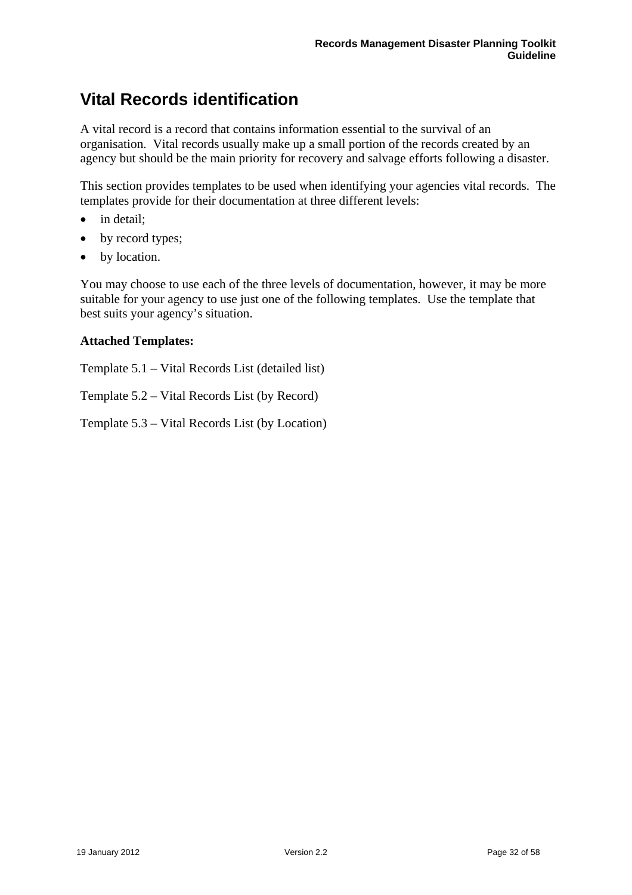# Vital Records identification

A vital record is a record that contains information essential to the survival of an organisation. Vital records usually make up a small portion of the records created by an agency but should be the main priority for recovery and salvage efforts following a disaster.

This section provides templates to be used when identifying your agencies vital records. The templates provide for their documentation at three different levels:

- in detail;
- by record types;
- by location.

You may choose to use each of the three levels of documentation, however, it may be more suitable for your agency to use just one of the following templates. Use the template that best suits your agency's situation.

**Attached Templates:**

Template 5.1 – Vital Records List (detailed list)

Template 5.2 – Vital Records List (by Record)

Template 5.3 – Vital Records List (by Location)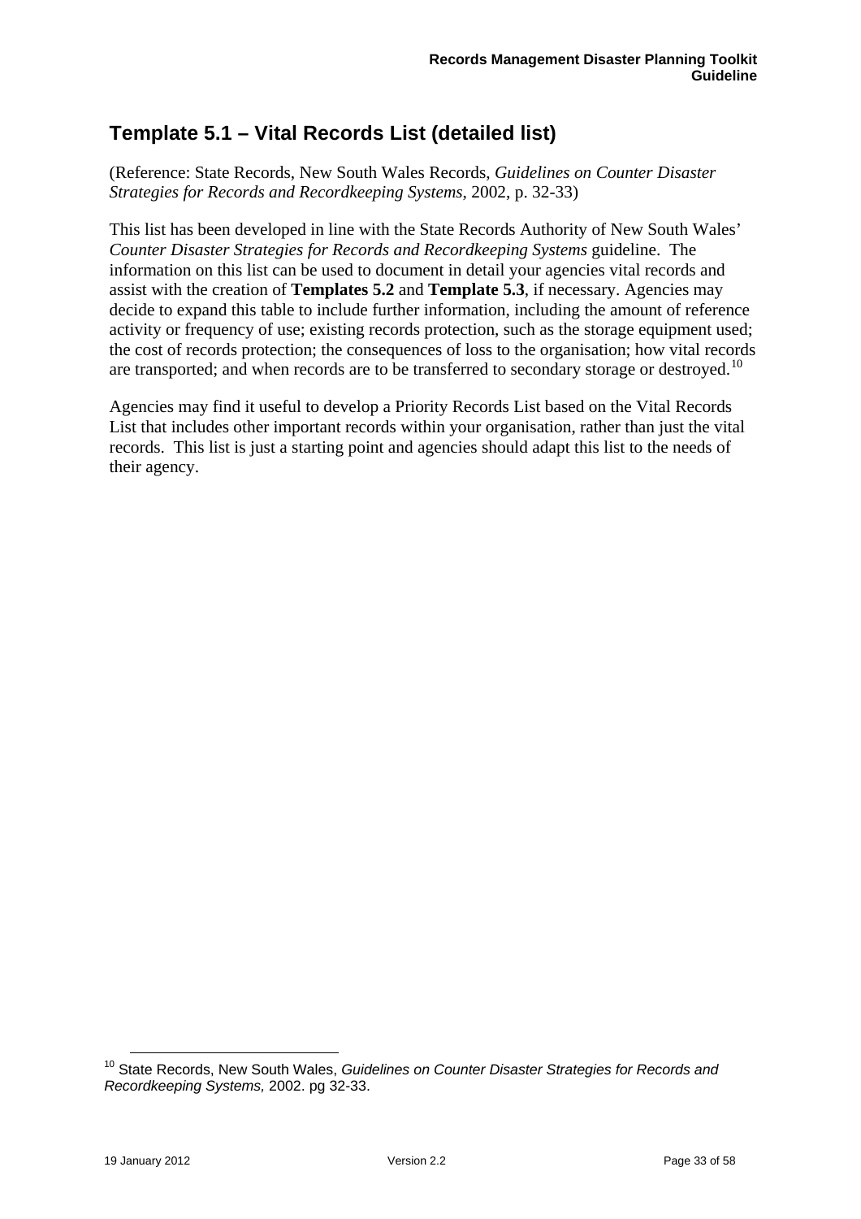## Template 5.1 – Vital Records List (detailed list)

(Reference: State Records, New South Wales Records, *Guidelines on Counter Disaster Strategies for Records and Recordkeeping Systems*, 2002, p. 32-33)

This list has been developed in line with the State Records Authority of New South Wales' *Counter Disaster Strategies for Records and Recordkeeping Systems* guideline. The information on this list can be used to document in detail your agencies vital records and assist with the creation of **Templates 5.2** and **Template 5.3**, if necessary. Agencies may decide to expand this table to include further information, including the amount of reference activity or frequency of use; existing records protection, such as the storage equipment used; the cost of records protection; the consequences of loss to the organisation; how vital records are transported; and when records are to be transferred to secondary storage or destroyed.[10]

Agencies may find it useful to develop a Priority Records List based on the Vital Records List that includes other important records within your organisation, rather than just the vital records. This list is just a starting point and agencies should adapt this list to the needs of their agency.

[10] State Records, New South Wales, *Guidelines on Counter Disaster Strategies for Records and Recordkeeping Systems,* 2002. pg 32-33.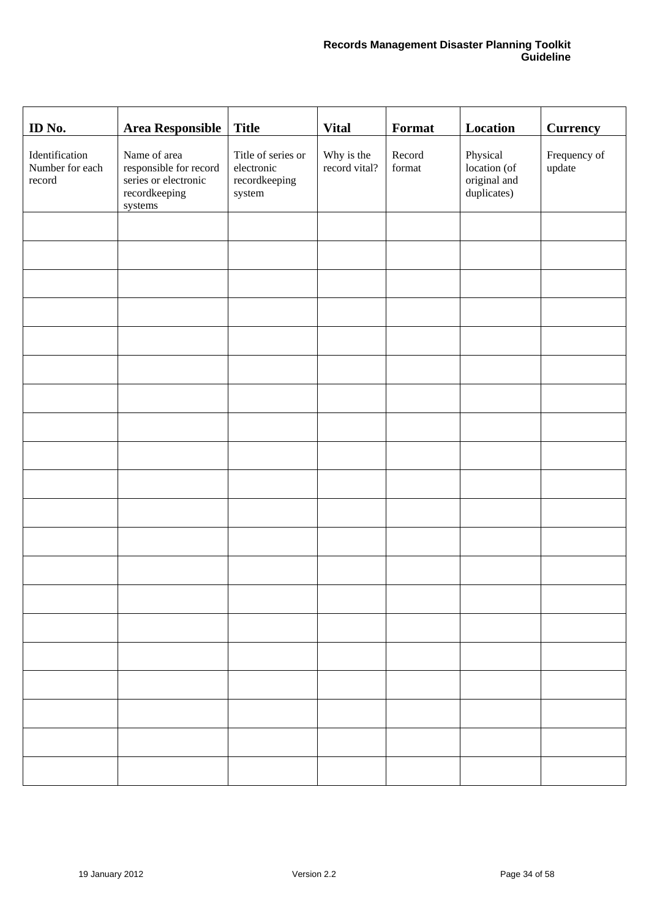| ID No. | Area Responsible | Title | Vital | Format | Location | Currency |
|---|---|---|---|---|---|---|
| Identification Number for each record | Name of area responsible for record series or electronic recordkeeping systems | Title of series or electronic recordkeeping system | Why is the record vital? | Record format | Physical location (of original and duplicates) | Frequency of update |
| | | | | | | |
| | | | | | | |
| | | | | | | |
| | | | | | | |
| | | | | | | |
| | | | | | | |
| | | | | | | |
| | | | | | | |
| | | | | | | |
| | | | | | | |
| | | | | | | |
| | | | | | | |
| | | | | | | |
| | | | | | | |
| | | | | | | |
| | | | | | | |
| | | | | | | |
| | | | | | | |
| | | | | | | |
| | | | | | | |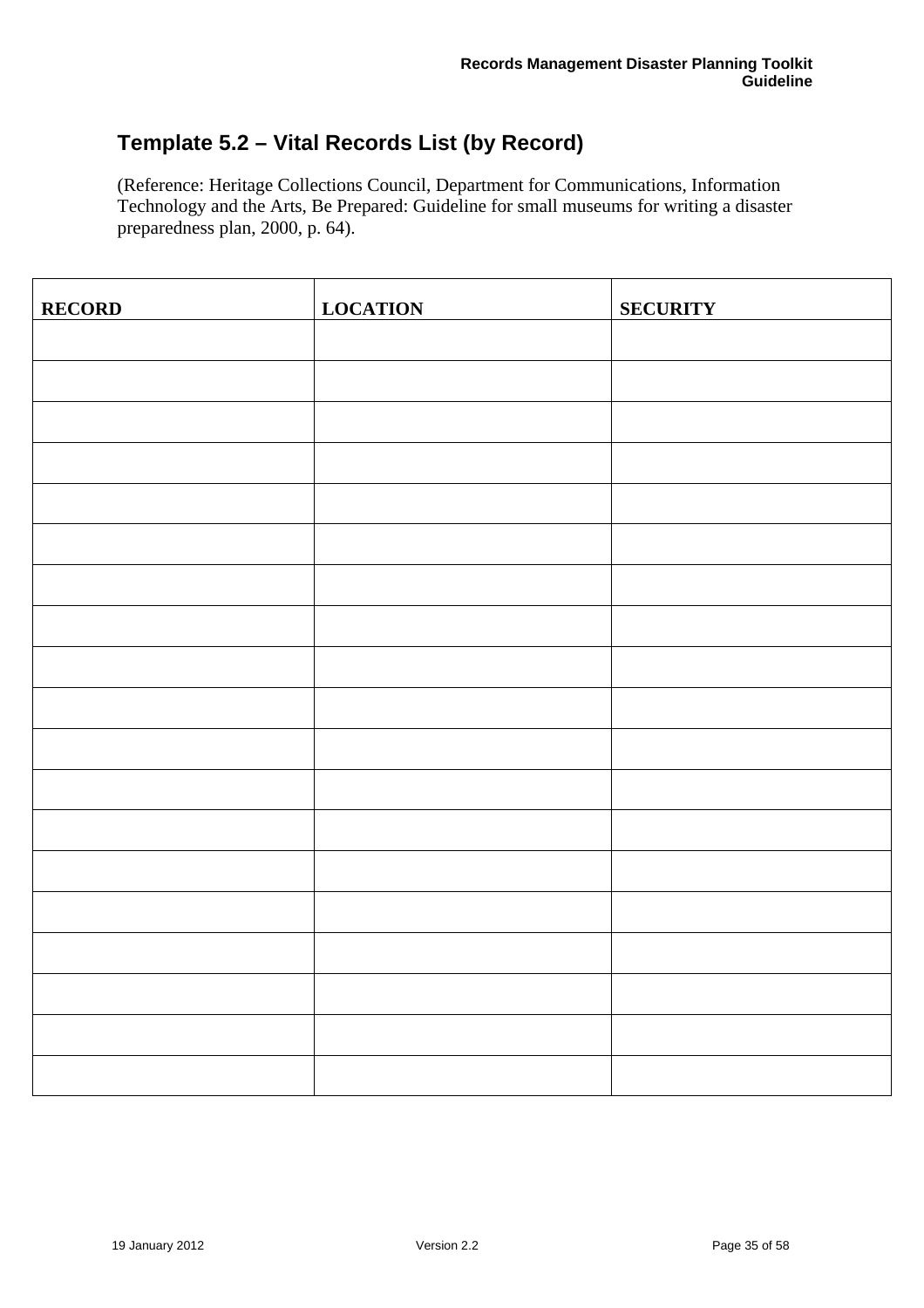## Template 5.2 – Vital Records List (by Record)

(Reference: Heritage Collections Council, Department for Communications, Information Technology and the Arts, Be Prepared: Guideline for small museums for writing a disaster preparedness plan, 2000, p. 64).

| RECORD | LOCATION | SECURITY |
|---|---|---|
| | | |
| | | |
| | | |
| | | |
| | | |
| | | |
| | | |
| | | |
| | | |
| | | |
| | | |
| | | |
| | | |
| | | |
| | | |
| | | |
| | | |
| | | |
| | | |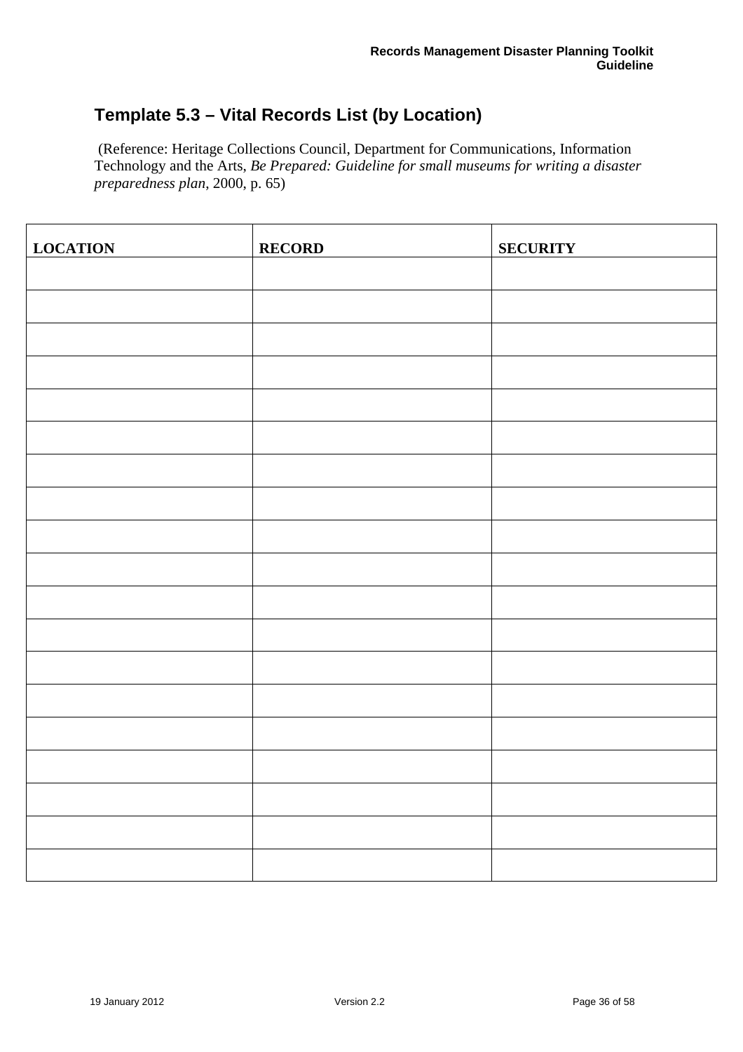## Template 5.3 – Vital Records List (by Location)

(Reference: Heritage Collections Council, Department for Communications, Information Technology and the Arts, *Be Prepared: Guideline for small museums for writing a disaster preparedness plan*, 2000, p. 65)

| LOCATION | RECORD | SECURITY |
|---|---|---|
| | | |
| | | |
| | | |
| | | |
| | | |
| | | |
| | | |
| | | |
| | | |
| | | |
| | | |
| | | |
| | | |
| | | |
| | | |
| | | |
| | | |
| | | |
| | | |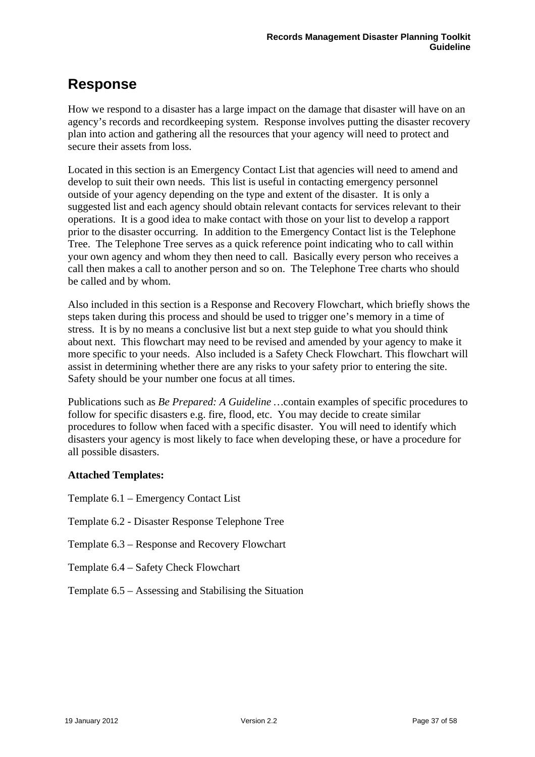# Response

How we respond to a disaster has a large impact on the damage that disaster will have on an agency's records and recordkeeping system. Response involves putting the disaster recovery plan into action and gathering all the resources that your agency will need to protect and secure their assets from loss.

Located in this section is an Emergency Contact List that agencies will need to amend and develop to suit their own needs. This list is useful in contacting emergency personnel outside of your agency depending on the type and extent of the disaster. It is only a suggested list and each agency should obtain relevant contacts for services relevant to their operations. It is a good idea to make contact with those on your list to develop a rapport prior to the disaster occurring. In addition to the Emergency Contact list is the Telephone Tree. The Telephone Tree serves as a quick reference point indicating who to call within your own agency and whom they then need to call. Basically every person who receives a call then makes a call to another person and so on. The Telephone Tree charts who should be called and by whom.

Also included in this section is a Response and Recovery Flowchart, which briefly shows the steps taken during this process and should be used to trigger one's memory in a time of stress. It is by no means a conclusive list but a next step guide to what you should think about next. This flowchart may need to be revised and amended by your agency to make it more specific to your needs. Also included is a Safety Check Flowchart. This flowchart will assist in determining whether there are any risks to your safety prior to entering the site. Safety should be your number one focus at all times.

Publications such as *Be Prepared: A Guideline …*contain examples of specific procedures to follow for specific disasters e.g. fire, flood, etc. You may decide to create similar procedures to follow when faced with a specific disaster. You will need to identify which disasters your agency is most likely to face when developing these, or have a procedure for all possible disasters.

**Attached Templates:**

Template 6.1 – Emergency Contact List

Template 6.2 - Disaster Response Telephone Tree

Template 6.3 – Response and Recovery Flowchart

Template 6.4 – Safety Check Flowchart

Template 6.5 – Assessing and Stabilising the Situation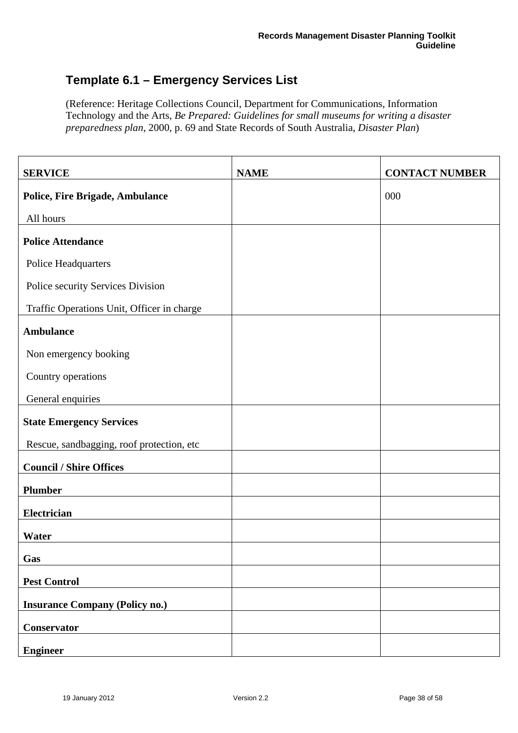## Template 6.1 – Emergency Services List

(Reference: Heritage Collections Council, Department for Communications, Information Technology and the Arts, *Be Prepared: Guidelines for small museums for writing a disaster preparedness plan*, 2000, p. 69 and State Records of South Australia, *Disaster Plan*)

| SERVICE | NAME | CONTACT NUMBER |
|---|---|---|
| **Police, Fire Brigade, Ambulance**<br>All hours | | 000 |
| **Police Attendance**<br>Police Headquarters<br>Police security Services Division<br>Traffic Operations Unit, Officer in charge | | |
| **Ambulance**<br>Non emergency booking<br>Country operations<br>General enquiries | | |
| **State Emergency Services**<br>Rescue, sandbagging, roof protection, etc | | |
| **Council / Shire Offices** | | |
| **Plumber** | | |
| **Electrician** | | |
| **Water** | | |
| **Gas** | | |
| **Pest Control** | | |
| **Insurance Company (Policy no.)** | | |
| **Conservator** | | |
| **Engineer** | | |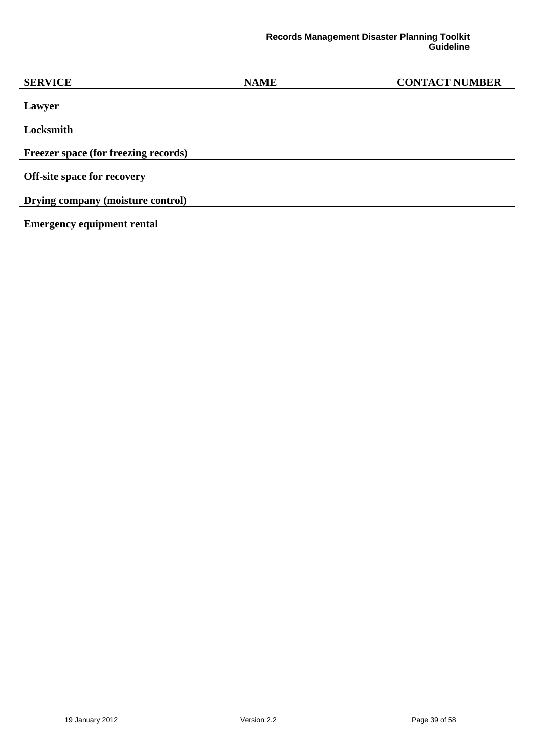| SERVICE | NAME | CONTACT NUMBER |
|---|---|---|
| **Lawyer** | | |
| **Locksmith** | | |
| **Freezer space (for freezing records)** | | |
| **Off-site space for recovery** | | |
| **Drying company (moisture control)** | | |
| **Emergency equipment rental** | | |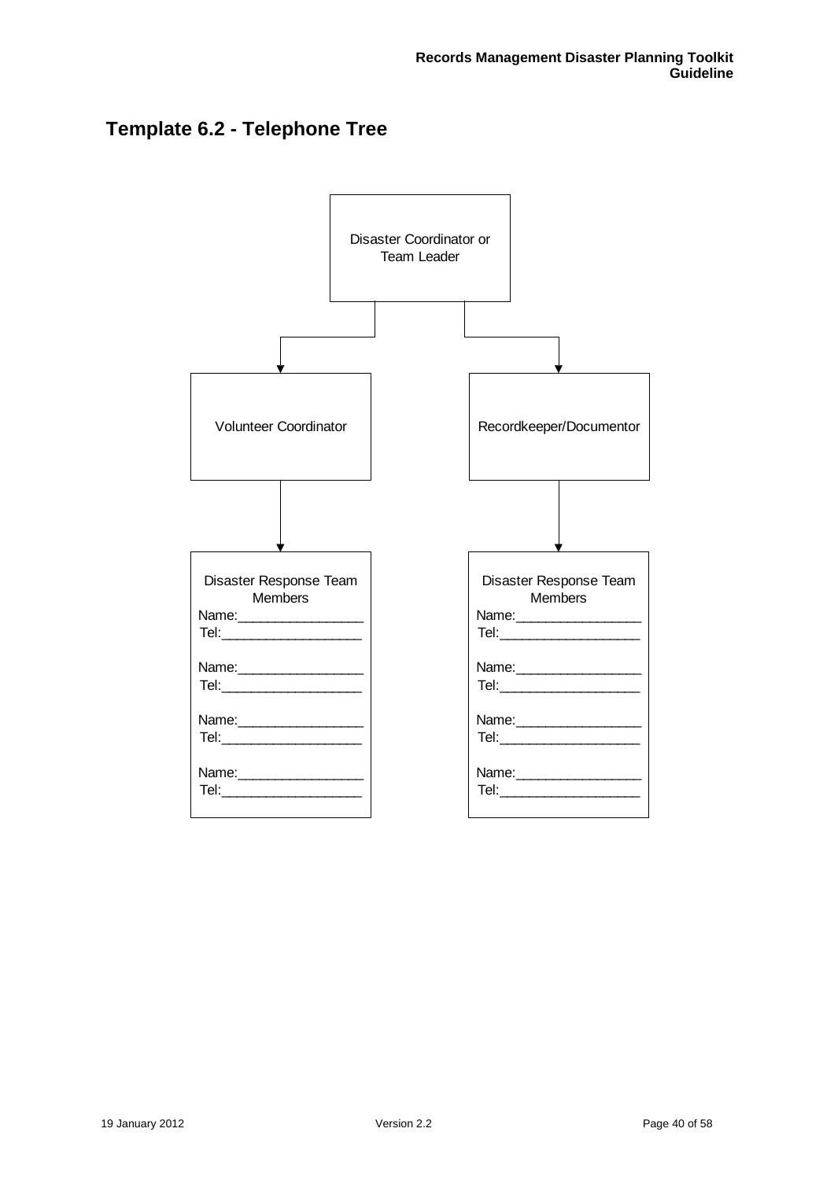## Template 6.2 - Telephone Tree

Disaster Coordinator or Team Leader

Volunteer Coordinator

Recordkeeper/Documentor

Disaster Response Team Members
Name:_________________
Tel:___________________

Name:_________________
Tel:___________________

Name:_________________
Tel:___________________

Name:_________________
Tel:___________________

Disaster Response Team Members
Name:_________________
Tel:___________________

Name:_________________
Tel:___________________

Name:_________________
Tel:___________________

Name:_________________
Tel:___________________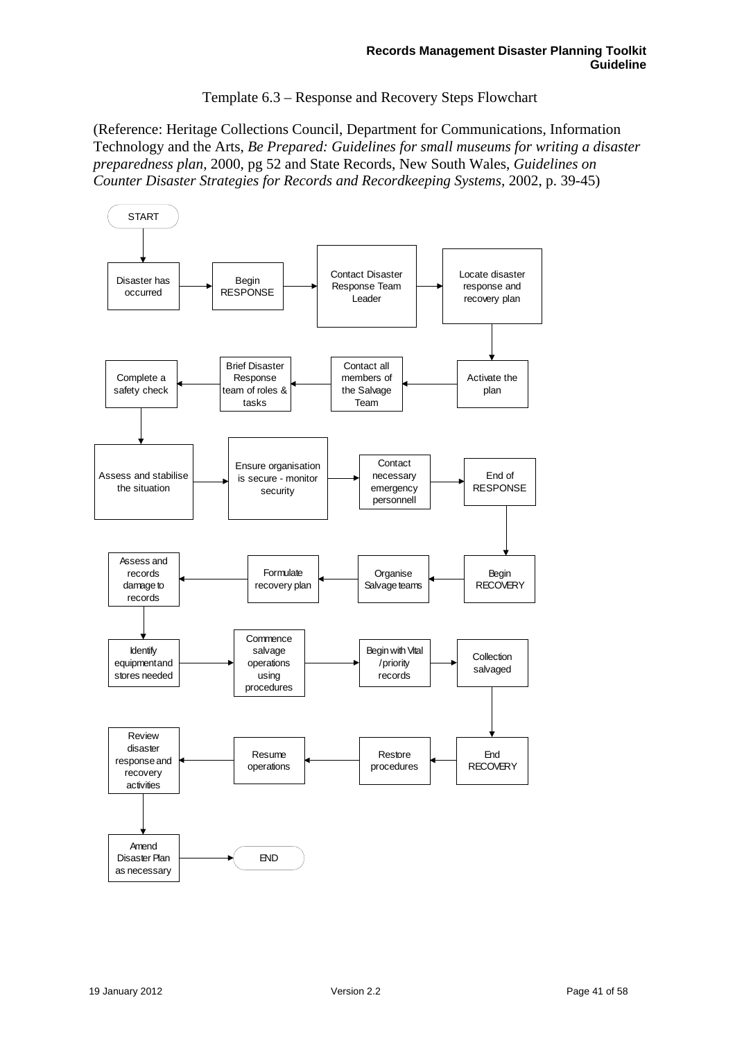Template 6.3 – Response and Recovery Steps Flowchart

(Reference: Heritage Collections Council, Department for Communications, Information Technology and the Arts, *Be Prepared: Guidelines for small museums for writing a disaster preparedness plan*, 2000, pg 52 and State Records, New South Wales, *Guidelines on Counter Disaster Strategies for Records and Recordkeeping Systems*, 2002, p. 39-45)

START → Disaster has occurred → Begin RESPONSE → Contact Disaster Response Team Leader → Locate disaster response and recovery plan → Activate the plan → Contact all members of the Salvage Team → Brief Disaster Response team of roles & tasks → Complete a safety check → Assess and stabilise the situation → Ensure organisation is secure - monitor security → Contact necessary emergency personnell → End of RESPONSE → Begin RECOVERY → Organise Salvage teams → Formulate recovery plan → Assess and records damage to records → Identify equipment and stores needed → Commence salvage operations using procedures → Begin with Vital / priority records → Collection salvaged → End RECOVERY → Restore procedures → Resume operations → Review disaster response and recovery activities → Amend Disaster Plan as necessary → END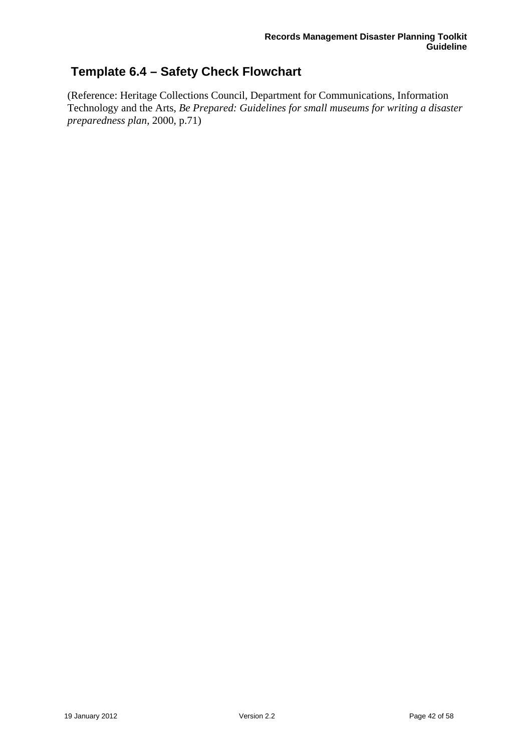## Template 6.4 – Safety Check Flowchart

(Reference: Heritage Collections Council, Department for Communications, Information Technology and the Arts, *Be Prepared: Guidelines for small museums for writing a disaster preparedness plan*, 2000, p.71)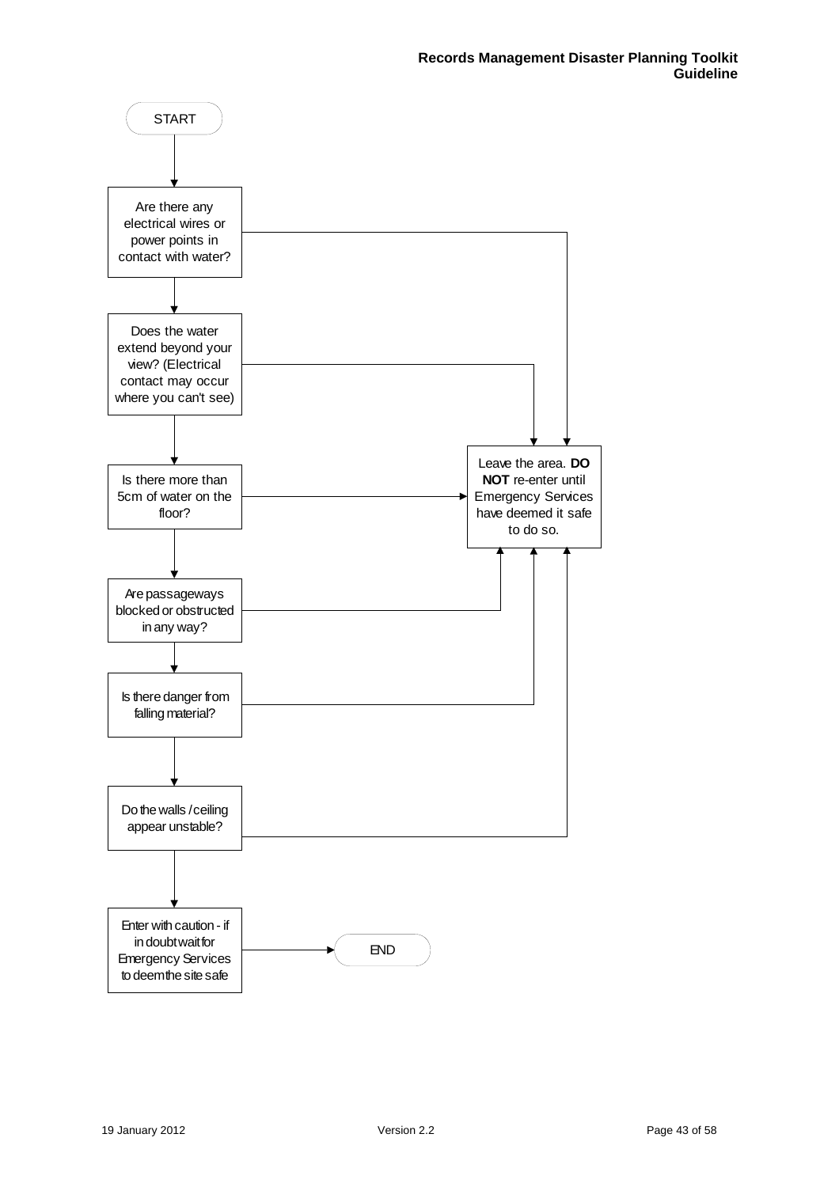START

Are there any electrical wires or power points in contact with water?

Does the water extend beyond your view? (Electrical contact may occur where you can't see)

Is there more than 5cm of water on the floor?

Are passageways blocked or obstructed in any way?

Is there danger from falling material?

Do the walls / ceiling appear unstable?

Enter with caution - if in doubt wait for Emergency Services to deem the site safe

END

Leave the area. **DO NOT** re-enter until Emergency Services have deemed it safe to do so.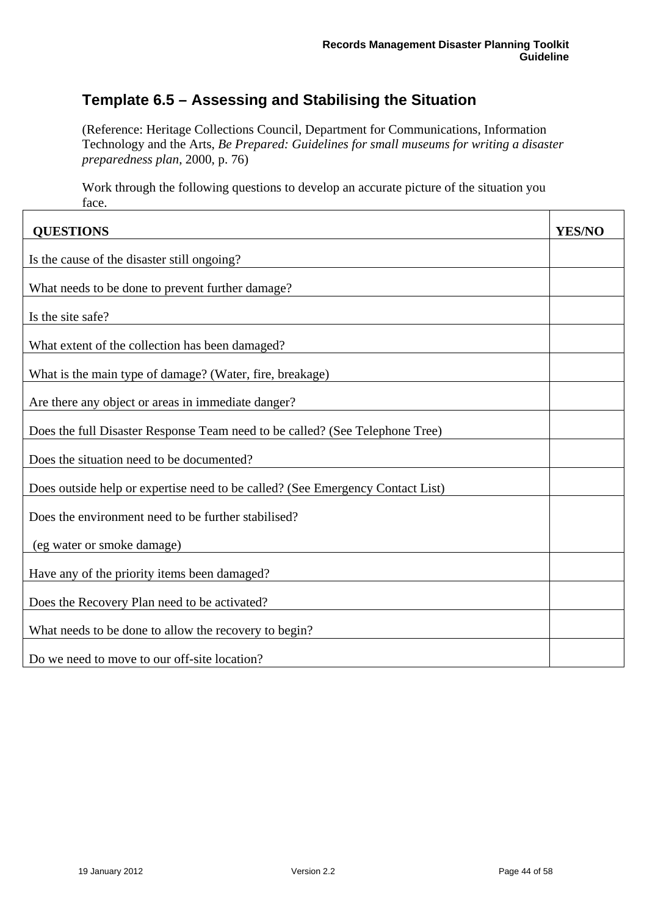## Template 6.5 – Assessing and Stabilising the Situation

(Reference: Heritage Collections Council, Department for Communications, Information Technology and the Arts, *Be Prepared: Guidelines for small museums for writing a disaster preparedness plan*, 2000, p. 76)

Work through the following questions to develop an accurate picture of the situation you face.

| QUESTIONS | YES/NO |
|---|---|
| Is the cause of the disaster still ongoing? | |
| What needs to be done to prevent further damage? | |
| Is the site safe? | |
| What extent of the collection has been damaged? | |
| What is the main type of damage? (Water, fire, breakage) | |
| Are there any object or areas in immediate danger? | |
| Does the full Disaster Response Team need to be called? (See Telephone Tree) | |
| Does the situation need to be documented? | |
| Does outside help or expertise need to be called? (See Emergency Contact List) | |
| Does the environment need to be further stabilised? (eg water or smoke damage) | |
| Have any of the priority items been damaged? | |
| Does the Recovery Plan need to be activated? | |
| What needs to be done to allow the recovery to begin? | |
| Do we need to move to our off-site location? | |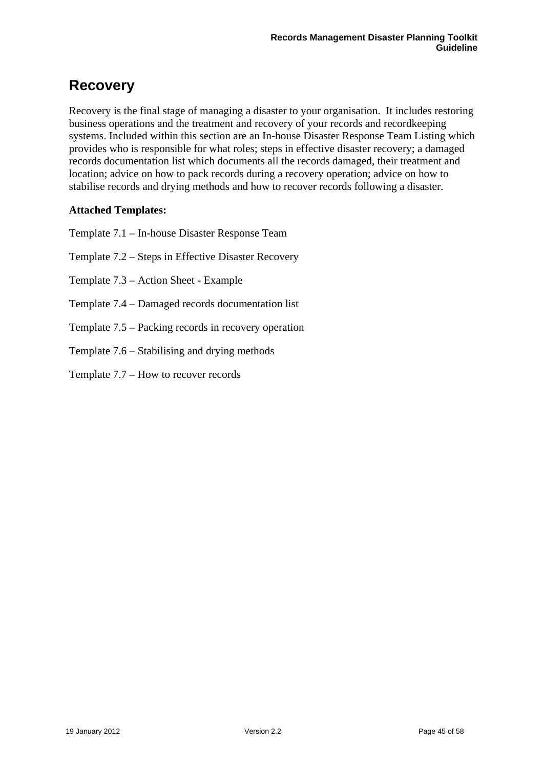# Recovery

Recovery is the final stage of managing a disaster to your organisation. It includes restoring business operations and the treatment and recovery of your records and recordkeeping systems. Included within this section are an In-house Disaster Response Team Listing which provides who is responsible for what roles; steps in effective disaster recovery; a damaged records documentation list which documents all the records damaged, their treatment and location; advice on how to pack records during a recovery operation; advice on how to stabilise records and drying methods and how to recover records following a disaster.

**Attached Templates:**

Template 7.1 – In-house Disaster Response Team

Template 7.2 – Steps in Effective Disaster Recovery

Template 7.3 – Action Sheet - Example

Template 7.4 – Damaged records documentation list

Template 7.5 – Packing records in recovery operation

Template 7.6 – Stabilising and drying methods

Template 7.7 – How to recover records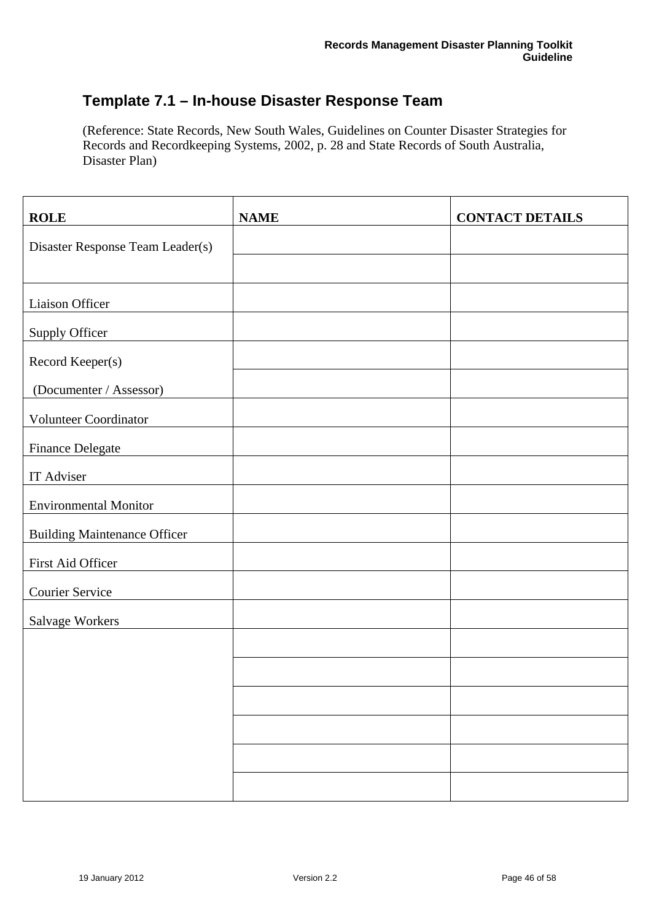## Template 7.1 – In-house Disaster Response Team

(Reference: State Records, New South Wales, Guidelines on Counter Disaster Strategies for Records and Recordkeeping Systems, 2002, p. 28 and State Records of South Australia, Disaster Plan)

| ROLE | NAME | CONTACT DETAILS |
|---|---|---|
| Disaster Response Team Leader(s) | | |
| | | |
| Liaison Officer | | |
| Supply Officer | | |
| Record Keeper(s) | | |
| (Documenter / Assessor) | | |
| Volunteer Coordinator | | |
| Finance Delegate | | |
| IT Adviser | | |
| Environmental Monitor | | |
| Building Maintenance Officer | | |
| First Aid Officer | | |
| Courier Service | | |
| Salvage Workers | | |
| | | |
| | | |
| | | |
| | | |
| | | |
| | | |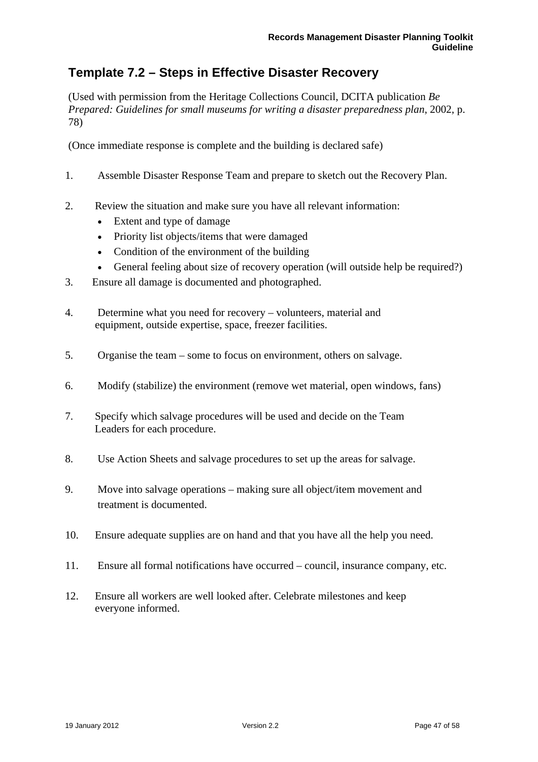## Template 7.2 – Steps in Effective Disaster Recovery

(Used with permission from the Heritage Collections Council, DCITA publication *Be Prepared: Guidelines for small museums for writing a disaster preparedness plan*, 2002, p. 78)

(Once immediate response is complete and the building is declared safe)

1. Assemble Disaster Response Team and prepare to sketch out the Recovery Plan.

2. Review the situation and make sure you have all relevant information:
   - Extent and type of damage
   - Priority list objects/items that were damaged
   - Condition of the environment of the building
   - General feeling about size of recovery operation (will outside help be required?)

3. Ensure all damage is documented and photographed.

4. Determine what you need for recovery – volunteers, material and equipment, outside expertise, space, freezer facilities.

5. Organise the team – some to focus on environment, others on salvage.

6. Modify (stabilize) the environment (remove wet material, open windows, fans)

7. Specify which salvage procedures will be used and decide on the Team Leaders for each procedure.

8. Use Action Sheets and salvage procedures to set up the areas for salvage.

9. Move into salvage operations – making sure all object/item movement and treatment is documented.

10. Ensure adequate supplies are on hand and that you have all the help you need.

11. Ensure all formal notifications have occurred – council, insurance company, etc.

12. Ensure all workers are well looked after. Celebrate milestones and keep everyone informed.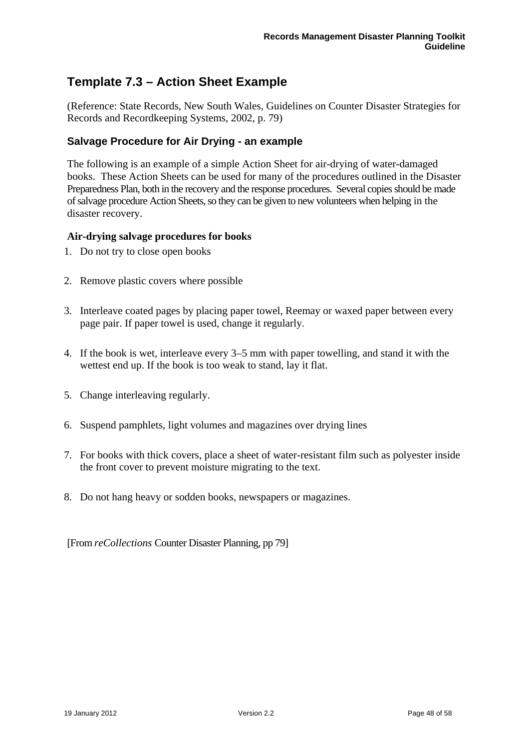## Template 7.3 – Action Sheet Example

(Reference: State Records, New South Wales, Guidelines on Counter Disaster Strategies for Records and Recordkeeping Systems, 2002, p. 79)

### Salvage Procedure for Air Drying - an example

The following is an example of a simple Action Sheet for air-drying of water-damaged books. These Action Sheets can be used for many of the procedures outlined in the Disaster Preparedness Plan, both in the recovery and the response procedures. Several copies should be made of salvage procedure Action Sheets, so they can be given to new volunteers when helping in the disaster recovery.

**Air-drying salvage procedures for books**

1. Do not try to close open books
2. Remove plastic covers where possible
3. Interleave coated pages by placing paper towel, Reemay or waxed paper between every page pair. If paper towel is used, change it regularly.
4. If the book is wet, interleave every 3–5 mm with paper towelling, and stand it with the wettest end up. If the book is too weak to stand, lay it flat.
5. Change interleaving regularly.
6. Suspend pamphlets, light volumes and magazines over drying lines
7. For books with thick covers, place a sheet of water-resistant film such as polyester inside the front cover to prevent moisture migrating to the text.
8. Do not hang heavy or sodden books, newspapers or magazines.

[From *reCollections* Counter Disaster Planning, pp 79]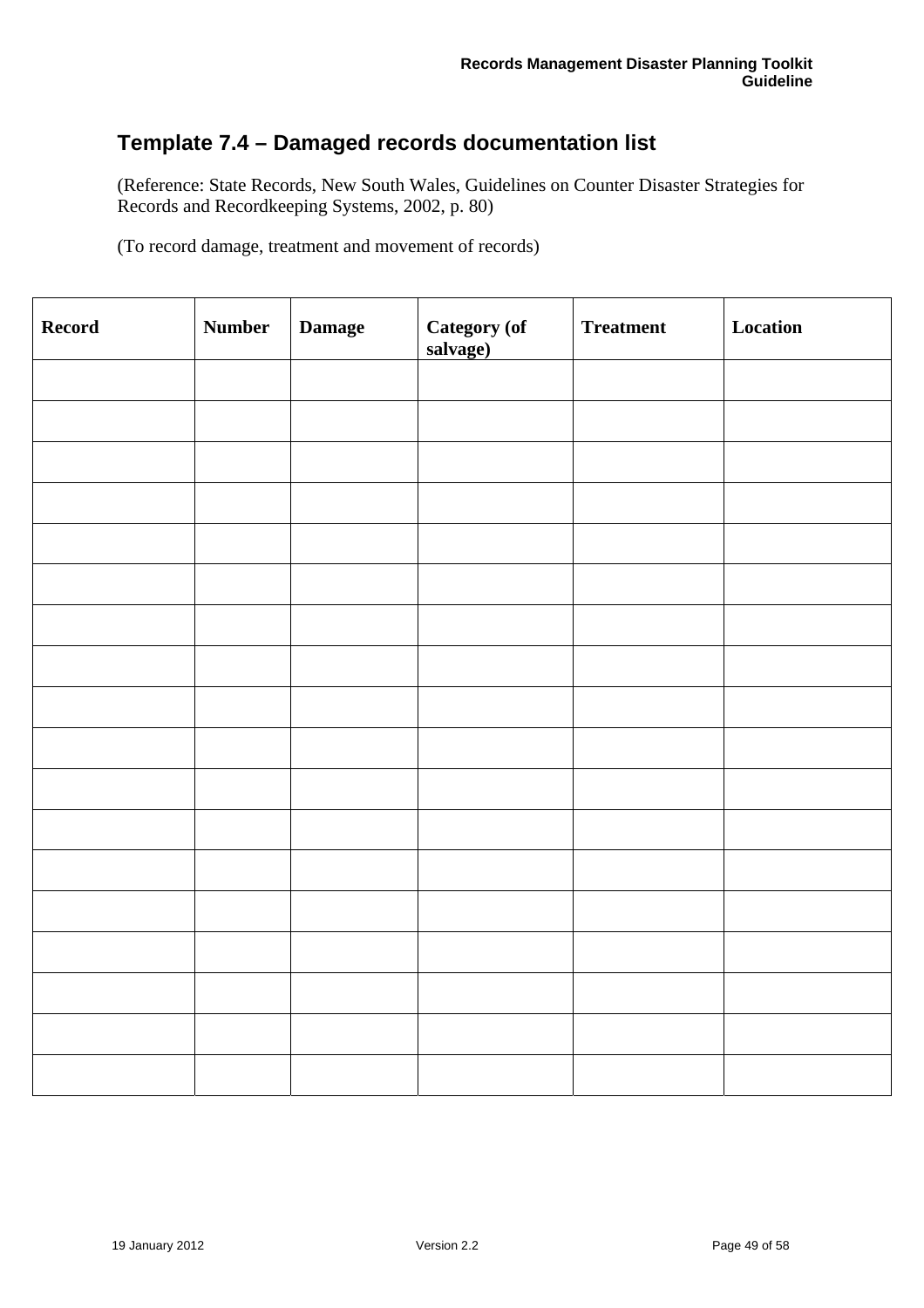## Template 7.4 – Damaged records documentation list

(Reference: State Records, New South Wales, Guidelines on Counter Disaster Strategies for Records and Recordkeeping Systems, 2002, p. 80)

(To record damage, treatment and movement of records)

| **Record** | **Number** | **Damage** | **Category (of salvage)** | **Treatment** | **Location** |
|---|---|---|---|---|---|
| | | | | | |
| | | | | | |
| | | | | | |
| | | | | | |
| | | | | | |
| | | | | | |
| | | | | | |
| | | | | | |
| | | | | | |
| | | | | | |
| | | | | | |
| | | | | | |
| | | | | | |
| | | | | | |
| | | | | | |
| | | | | | |
| | | | | | |
| | | | | | |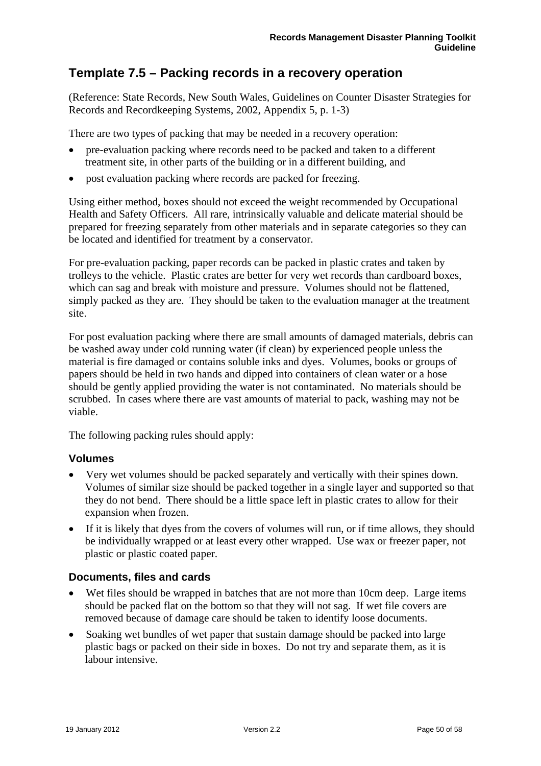## Template 7.5 – Packing records in a recovery operation

(Reference: State Records, New South Wales, Guidelines on Counter Disaster Strategies for Records and Recordkeeping Systems, 2002, Appendix 5, p. 1-3)

There are two types of packing that may be needed in a recovery operation:

- pre-evaluation packing where records need to be packed and taken to a different treatment site, in other parts of the building or in a different building, and
- post evaluation packing where records are packed for freezing.

Using either method, boxes should not exceed the weight recommended by Occupational Health and Safety Officers. All rare, intrinsically valuable and delicate material should be prepared for freezing separately from other materials and in separate categories so they can be located and identified for treatment by a conservator.

For pre-evaluation packing, paper records can be packed in plastic crates and taken by trolleys to the vehicle. Plastic crates are better for very wet records than cardboard boxes, which can sag and break with moisture and pressure. Volumes should not be flattened, simply packed as they are. They should be taken to the evaluation manager at the treatment site.

For post evaluation packing where there are small amounts of damaged materials, debris can be washed away under cold running water (if clean) by experienced people unless the material is fire damaged or contains soluble inks and dyes. Volumes, books or groups of papers should be held in two hands and dipped into containers of clean water or a hose should be gently applied providing the water is not contaminated. No materials should be scrubbed. In cases where there are vast amounts of material to pack, washing may not be viable.

The following packing rules should apply:

### Volumes

- Very wet volumes should be packed separately and vertically with their spines down. Volumes of similar size should be packed together in a single layer and supported so that they do not bend. There should be a little space left in plastic crates to allow for their expansion when frozen.
- If it is likely that dyes from the covers of volumes will run, or if time allows, they should be individually wrapped or at least every other wrapped. Use wax or freezer paper, not plastic or plastic coated paper.

### Documents, files and cards

- Wet files should be wrapped in batches that are not more than 10cm deep. Large items should be packed flat on the bottom so that they will not sag. If wet file covers are removed because of damage care should be taken to identify loose documents.
- Soaking wet bundles of wet paper that sustain damage should be packed into large plastic bags or packed on their side in boxes. Do not try and separate them, as it is labour intensive.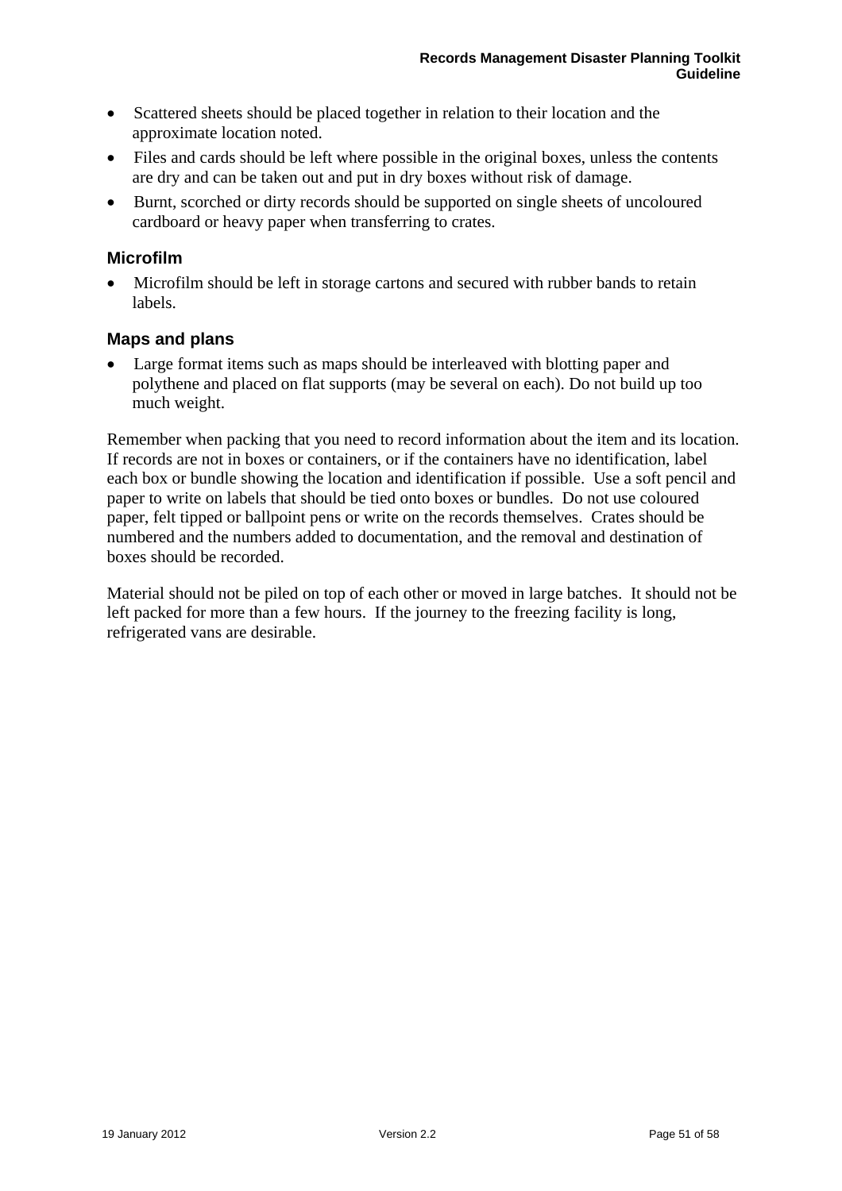- Scattered sheets should be placed together in relation to their location and the approximate location noted.
- Files and cards should be left where possible in the original boxes, unless the contents are dry and can be taken out and put in dry boxes without risk of damage.
- Burnt, scorched or dirty records should be supported on single sheets of uncoloured cardboard or heavy paper when transferring to crates.

### Microfilm

- Microfilm should be left in storage cartons and secured with rubber bands to retain labels.

### Maps and plans

- Large format items such as maps should be interleaved with blotting paper and polythene and placed on flat supports (may be several on each). Do not build up too much weight.

Remember when packing that you need to record information about the item and its location. If records are not in boxes or containers, or if the containers have no identification, label each box or bundle showing the location and identification if possible. Use a soft pencil and paper to write on labels that should be tied onto boxes or bundles. Do not use coloured paper, felt tipped or ballpoint pens or write on the records themselves. Crates should be numbered and the numbers added to documentation, and the removal and destination of boxes should be recorded.

Material should not be piled on top of each other or moved in large batches. It should not be left packed for more than a few hours. If the journey to the freezing facility is long, refrigerated vans are desirable.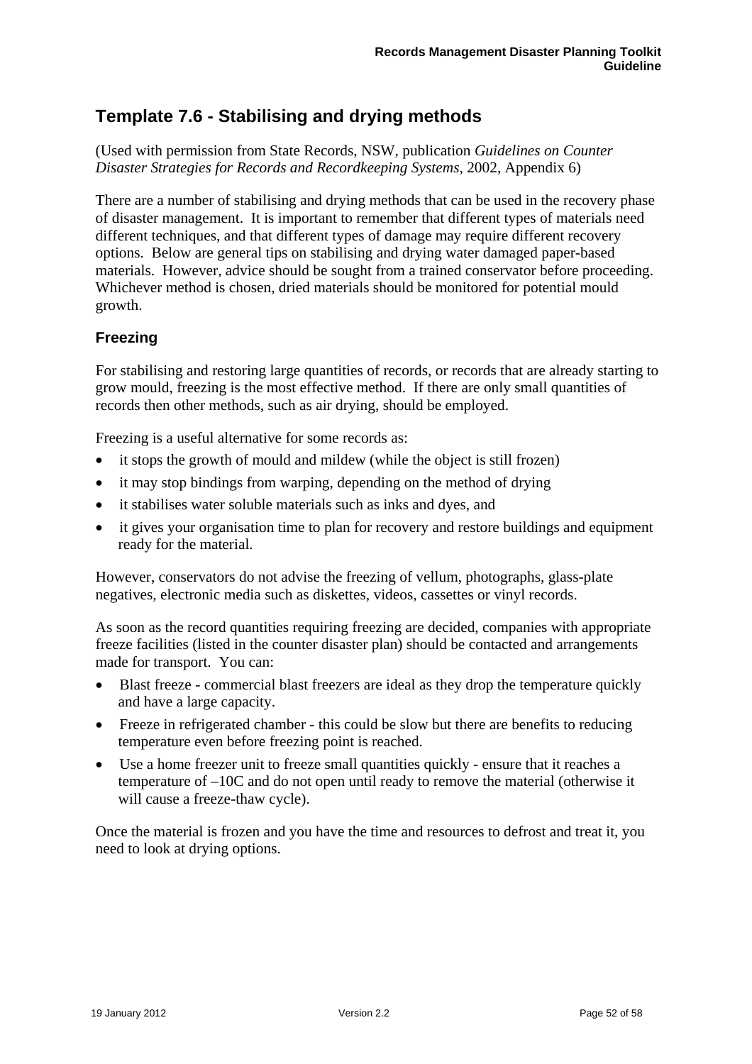## Template 7.6 - Stabilising and drying methods

(Used with permission from State Records, NSW, publication *Guidelines on Counter Disaster Strategies for Records and Recordkeeping Systems*, 2002, Appendix 6)

There are a number of stabilising and drying methods that can be used in the recovery phase of disaster management. It is important to remember that different types of materials need different techniques, and that different types of damage may require different recovery options. Below are general tips on stabilising and drying water damaged paper-based materials. However, advice should be sought from a trained conservator before proceeding. Whichever method is chosen, dried materials should be monitored for potential mould growth.

### Freezing

For stabilising and restoring large quantities of records, or records that are already starting to grow mould, freezing is the most effective method. If there are only small quantities of records then other methods, such as air drying, should be employed.

Freezing is a useful alternative for some records as:

- it stops the growth of mould and mildew (while the object is still frozen)
- it may stop bindings from warping, depending on the method of drying
- it stabilises water soluble materials such as inks and dyes, and
- it gives your organisation time to plan for recovery and restore buildings and equipment ready for the material.

However, conservators do not advise the freezing of vellum, photographs, glass-plate negatives, electronic media such as diskettes, videos, cassettes or vinyl records.

As soon as the record quantities requiring freezing are decided, companies with appropriate freeze facilities (listed in the counter disaster plan) should be contacted and arrangements made for transport. You can:

- Blast freeze - commercial blast freezers are ideal as they drop the temperature quickly and have a large capacity.
- Freeze in refrigerated chamber - this could be slow but there are benefits to reducing temperature even before freezing point is reached.
- Use a home freezer unit to freeze small quantities quickly - ensure that it reaches a temperature of –10C and do not open until ready to remove the material (otherwise it will cause a freeze-thaw cycle).

Once the material is frozen and you have the time and resources to defrost and treat it, you need to look at drying options.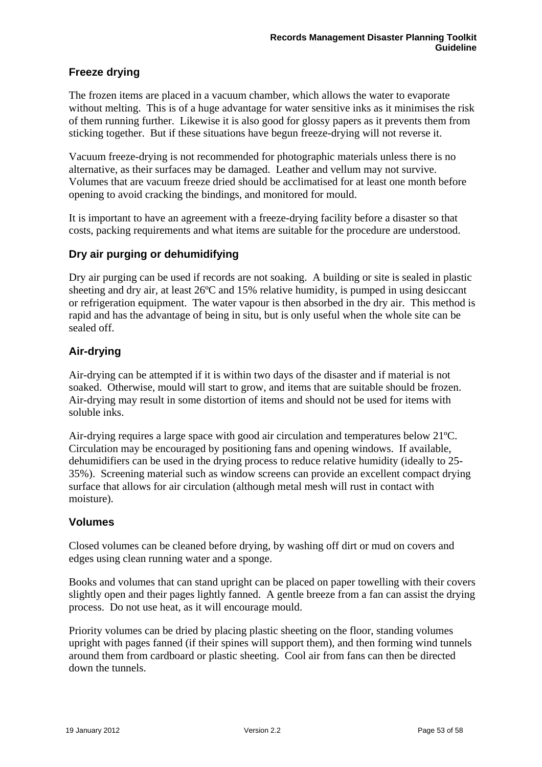## Freeze drying

The frozen items are placed in a vacuum chamber, which allows the water to evaporate without melting. This is of a huge advantage for water sensitive inks as it minimises the risk of them running further. Likewise it is also good for glossy papers as it prevents them from sticking together. But if these situations have begun freeze-drying will not reverse it.

Vacuum freeze-drying is not recommended for photographic materials unless there is no alternative, as their surfaces may be damaged. Leather and vellum may not survive. Volumes that are vacuum freeze dried should be acclimatised for at least one month before opening to avoid cracking the bindings, and monitored for mould.

It is important to have an agreement with a freeze-drying facility before a disaster so that costs, packing requirements and what items are suitable for the procedure are understood.

## Dry air purging or dehumidifying

Dry air purging can be used if records are not soaking. A building or site is sealed in plastic sheeting and dry air, at least 26ºC and 15% relative humidity, is pumped in using desiccant or refrigeration equipment. The water vapour is then absorbed in the dry air. This method is rapid and has the advantage of being in situ, but is only useful when the whole site can be sealed off.

## Air-drying

Air-drying can be attempted if it is within two days of the disaster and if material is not soaked. Otherwise, mould will start to grow, and items that are suitable should be frozen. Air-drying may result in some distortion of items and should not be used for items with soluble inks.

Air-drying requires a large space with good air circulation and temperatures below 21ºC. Circulation may be encouraged by positioning fans and opening windows. If available, dehumidifiers can be used in the drying process to reduce relative humidity (ideally to 25-35%). Screening material such as window screens can provide an excellent compact drying surface that allows for air circulation (although metal mesh will rust in contact with moisture).

## Volumes

Closed volumes can be cleaned before drying, by washing off dirt or mud on covers and edges using clean running water and a sponge.

Books and volumes that can stand upright can be placed on paper towelling with their covers slightly open and their pages lightly fanned. A gentle breeze from a fan can assist the drying process. Do not use heat, as it will encourage mould.

Priority volumes can be dried by placing plastic sheeting on the floor, standing volumes upright with pages fanned (if their spines will support them), and then forming wind tunnels around them from cardboard or plastic sheeting. Cool air from fans can then be directed down the tunnels.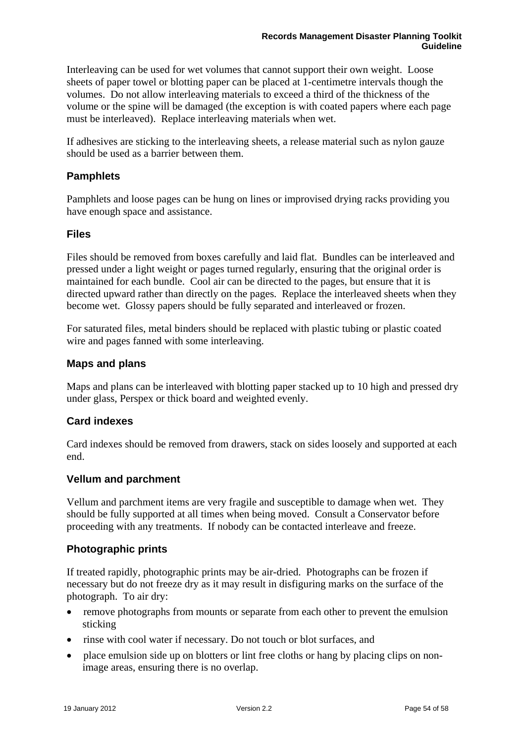Interleaving can be used for wet volumes that cannot support their own weight. Loose sheets of paper towel or blotting paper can be placed at 1-centimetre intervals though the volumes. Do not allow interleaving materials to exceed a third of the thickness of the volume or the spine will be damaged (the exception is with coated papers where each page must be interleaved). Replace interleaving materials when wet.

If adhesives are sticking to the interleaving sheets, a release material such as nylon gauze should be used as a barrier between them.

### Pamphlets

Pamphlets and loose pages can be hung on lines or improvised drying racks providing you have enough space and assistance.

### Files

Files should be removed from boxes carefully and laid flat. Bundles can be interleaved and pressed under a light weight or pages turned regularly, ensuring that the original order is maintained for each bundle. Cool air can be directed to the pages, but ensure that it is directed upward rather than directly on the pages. Replace the interleaved sheets when they become wet. Glossy papers should be fully separated and interleaved or frozen.

For saturated files, metal binders should be replaced with plastic tubing or plastic coated wire and pages fanned with some interleaving.

### Maps and plans

Maps and plans can be interleaved with blotting paper stacked up to 10 high and pressed dry under glass, Perspex or thick board and weighted evenly.

### Card indexes

Card indexes should be removed from drawers, stack on sides loosely and supported at each end.

### Vellum and parchment

Vellum and parchment items are very fragile and susceptible to damage when wet. They should be fully supported at all times when being moved. Consult a Conservator before proceeding with any treatments. If nobody can be contacted interleave and freeze.

### Photographic prints

If treated rapidly, photographic prints may be air-dried. Photographs can be frozen if necessary but do not freeze dry as it may result in disfiguring marks on the surface of the photograph. To air dry:

- remove photographs from mounts or separate from each other to prevent the emulsion sticking
- rinse with cool water if necessary. Do not touch or blot surfaces, and
- place emulsion side up on blotters or lint free cloths or hang by placing clips on non-image areas, ensuring there is no overlap.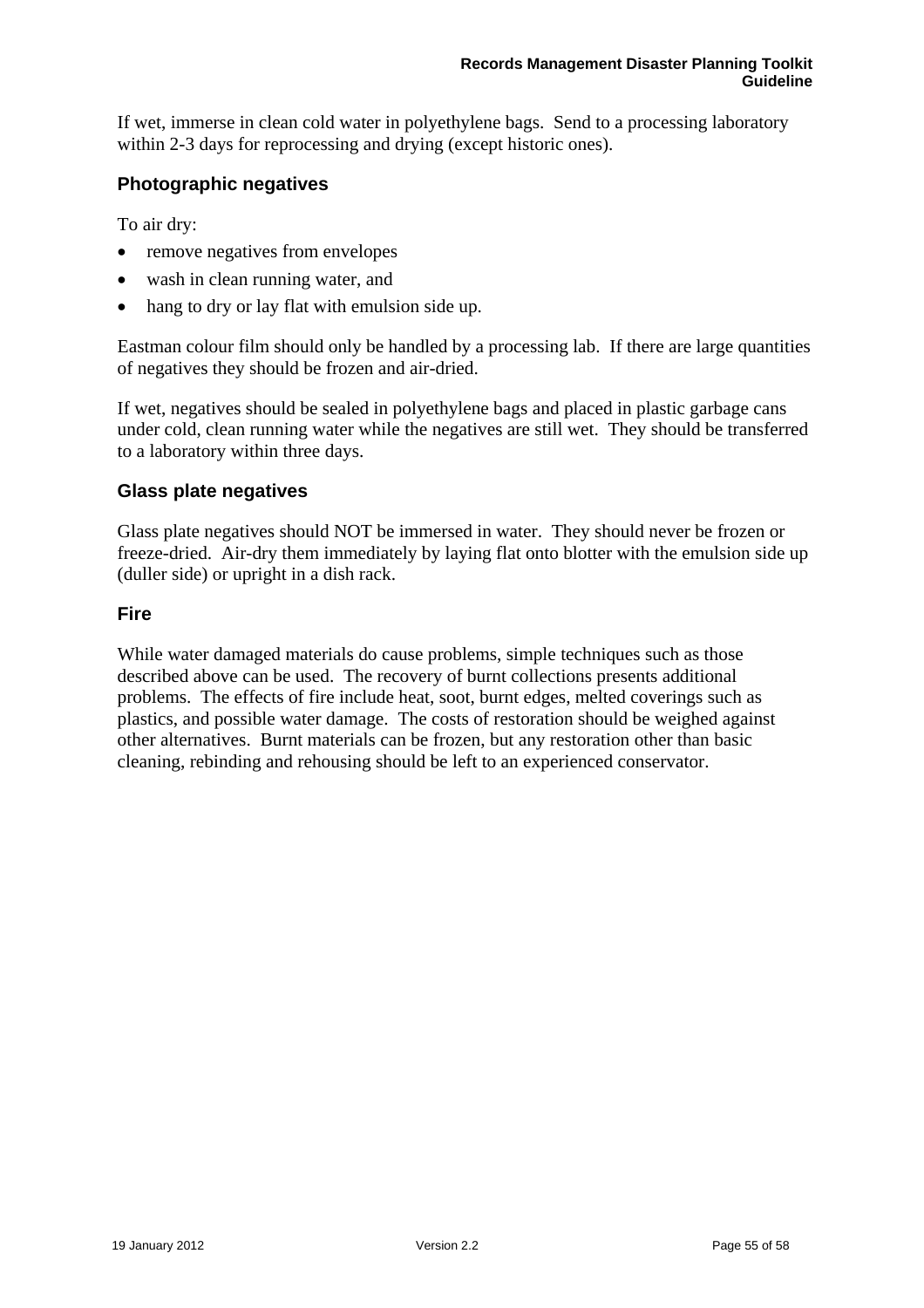If wet, immerse in clean cold water in polyethylene bags. Send to a processing laboratory within 2-3 days for reprocessing and drying (except historic ones).

### Photographic negatives

To air dry:

- remove negatives from envelopes
- wash in clean running water, and
- hang to dry or lay flat with emulsion side up.

Eastman colour film should only be handled by a processing lab. If there are large quantities of negatives they should be frozen and air-dried.

If wet, negatives should be sealed in polyethylene bags and placed in plastic garbage cans under cold, clean running water while the negatives are still wet. They should be transferred to a laboratory within three days.

### Glass plate negatives

Glass plate negatives should NOT be immersed in water. They should never be frozen or freeze-dried. Air-dry them immediately by laying flat onto blotter with the emulsion side up (duller side) or upright in a dish rack.

### Fire

While water damaged materials do cause problems, simple techniques such as those described above can be used. The recovery of burnt collections presents additional problems. The effects of fire include heat, soot, burnt edges, melted coverings such as plastics, and possible water damage. The costs of restoration should be weighed against other alternatives. Burnt materials can be frozen, but any restoration other than basic cleaning, rebinding and rehousing should be left to an experienced conservator.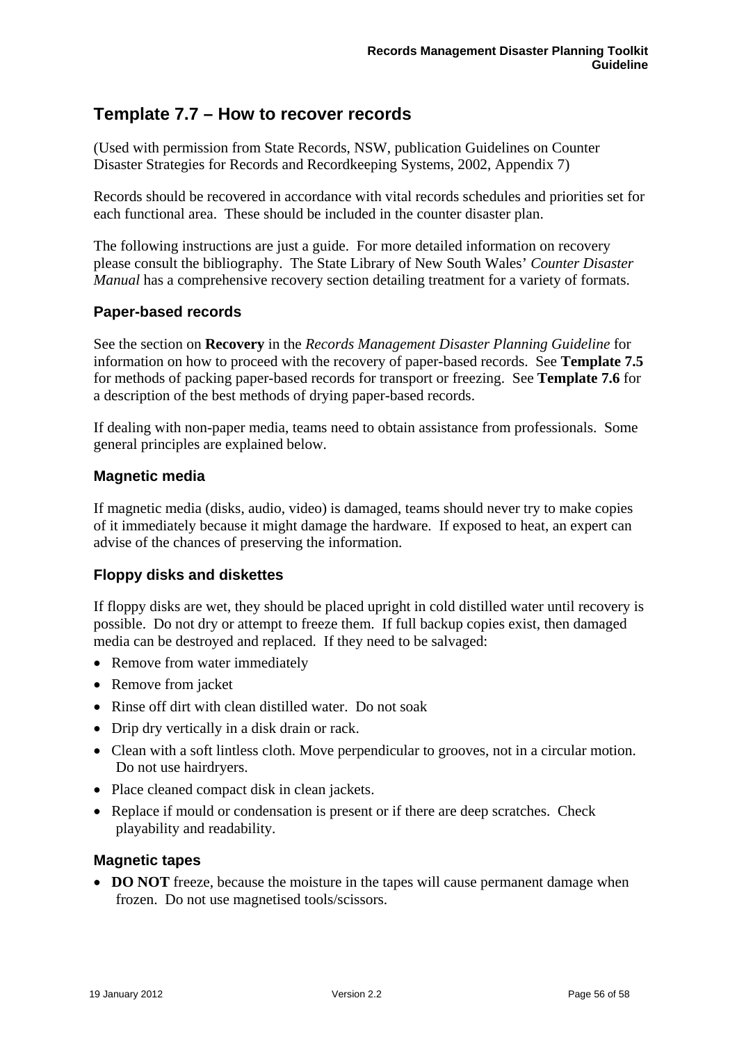## Template 7.7 – How to recover records

(Used with permission from State Records, NSW, publication Guidelines on Counter Disaster Strategies for Records and Recordkeeping Systems, 2002, Appendix 7)

Records should be recovered in accordance with vital records schedules and priorities set for each functional area. These should be included in the counter disaster plan.

The following instructions are just a guide. For more detailed information on recovery please consult the bibliography. The State Library of New South Wales' *Counter Disaster Manual* has a comprehensive recovery section detailing treatment for a variety of formats.

### Paper-based records

See the section on **Recovery** in the *Records Management Disaster Planning Guideline* for information on how to proceed with the recovery of paper-based records. See **Template 7.5** for methods of packing paper-based records for transport or freezing. See **Template 7.6** for a description of the best methods of drying paper-based records.

If dealing with non-paper media, teams need to obtain assistance from professionals. Some general principles are explained below.

### Magnetic media

If magnetic media (disks, audio, video) is damaged, teams should never try to make copies of it immediately because it might damage the hardware. If exposed to heat, an expert can advise of the chances of preserving the information.

### Floppy disks and diskettes

If floppy disks are wet, they should be placed upright in cold distilled water until recovery is possible. Do not dry or attempt to freeze them. If full backup copies exist, then damaged media can be destroyed and replaced. If they need to be salvaged:

- Remove from water immediately
- Remove from jacket
- Rinse off dirt with clean distilled water. Do not soak
- Drip dry vertically in a disk drain or rack.
- Clean with a soft lintless cloth. Move perpendicular to grooves, not in a circular motion. Do not use hairdryers.
- Place cleaned compact disk in clean jackets.
- Replace if mould or condensation is present or if there are deep scratches. Check playability and readability.

### Magnetic tapes

- **DO NOT** freeze, because the moisture in the tapes will cause permanent damage when frozen. Do not use magnetised tools/scissors.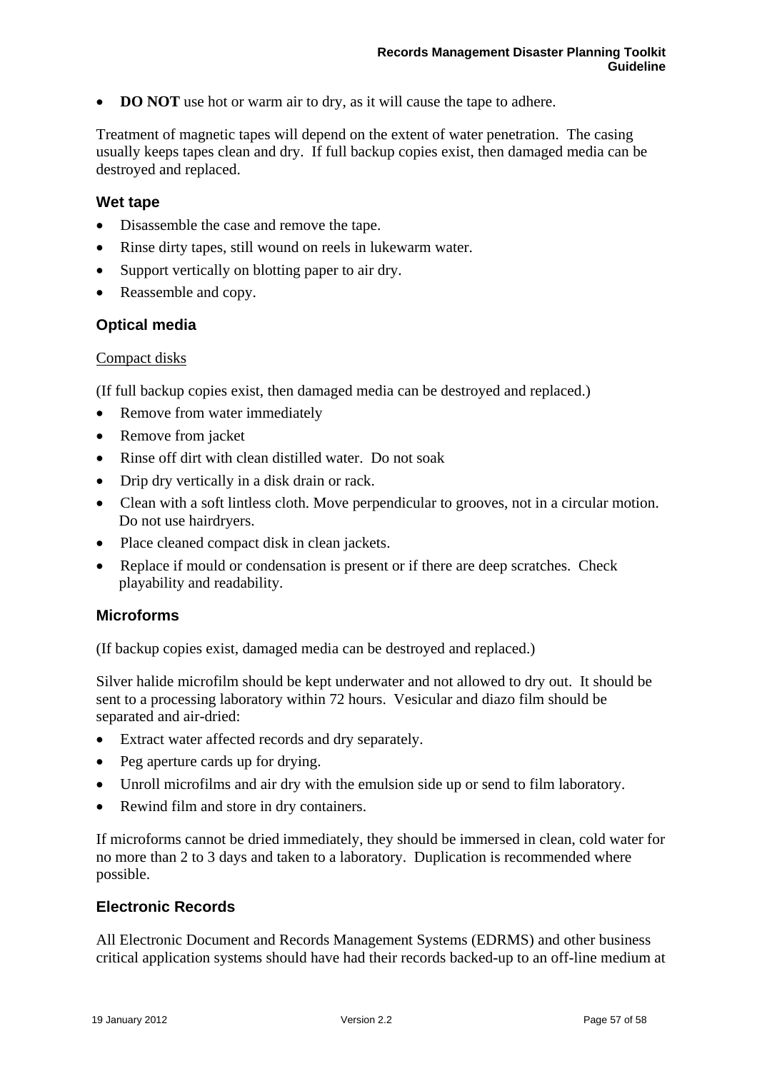- **DO NOT** use hot or warm air to dry, as it will cause the tape to adhere.

Treatment of magnetic tapes will depend on the extent of water penetration. The casing usually keeps tapes clean and dry. If full backup copies exist, then damaged media can be destroyed and replaced.

### Wet tape

- Disassemble the case and remove the tape.
- Rinse dirty tapes, still wound on reels in lukewarm water.
- Support vertically on blotting paper to air dry.
- Reassemble and copy.

### Optical media

Compact disks

(If full backup copies exist, then damaged media can be destroyed and replaced.)

- Remove from water immediately
- Remove from jacket
- Rinse off dirt with clean distilled water. Do not soak
- Drip dry vertically in a disk drain or rack.
- Clean with a soft lintless cloth. Move perpendicular to grooves, not in a circular motion. Do not use hairdryers.
- Place cleaned compact disk in clean jackets.
- Replace if mould or condensation is present or if there are deep scratches. Check playability and readability.

### Microforms

(If backup copies exist, damaged media can be destroyed and replaced.)

Silver halide microfilm should be kept underwater and not allowed to dry out. It should be sent to a processing laboratory within 72 hours. Vesicular and diazo film should be separated and air-dried:

- Extract water affected records and dry separately.
- Peg aperture cards up for drying.
- Unroll microfilms and air dry with the emulsion side up or send to film laboratory.
- Rewind film and store in dry containers.

If microforms cannot be dried immediately, they should be immersed in clean, cold water for no more than 2 to 3 days and taken to a laboratory. Duplication is recommended where possible.

### Electronic Records

All Electronic Document and Records Management Systems (EDRMS) and other business critical application systems should have had their records backed-up to an off-line medium at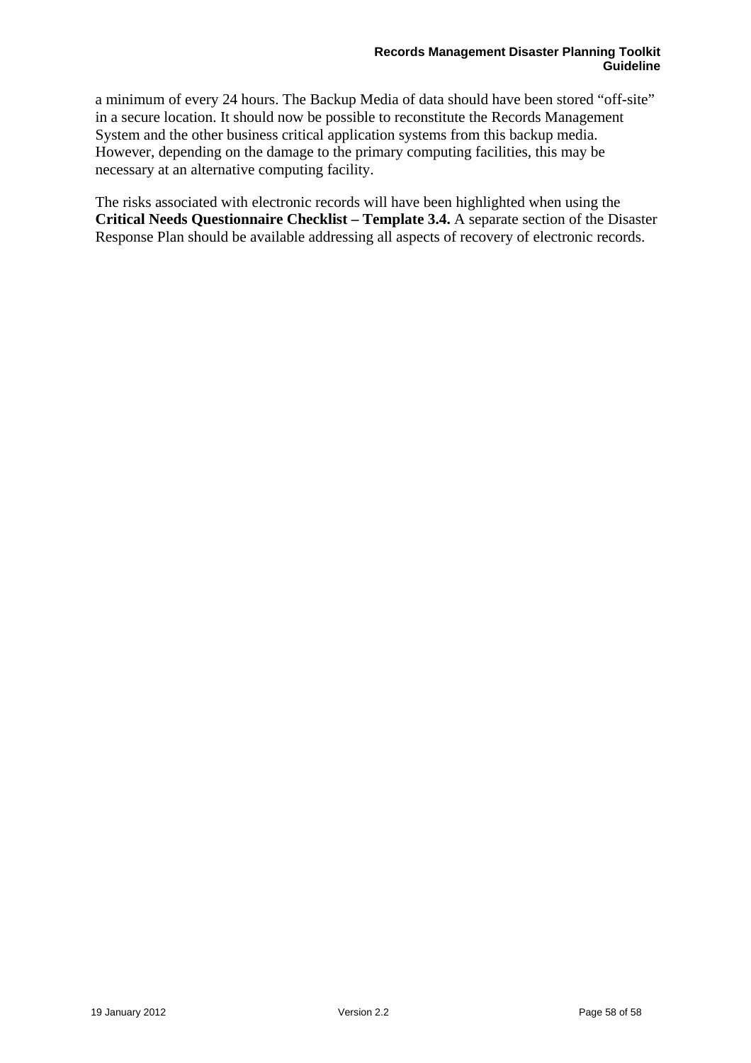a minimum of every 24 hours. The Backup Media of data should have been stored "off-site" in a secure location. It should now be possible to reconstitute the Records Management System and the other business critical application systems from this backup media. However, depending on the damage to the primary computing facilities, this may be necessary at an alternative computing facility.

The risks associated with electronic records will have been highlighted when using the **Critical Needs Questionnaire Checklist – Template 3.4.** A separate section of the Disaster Response Plan should be available addressing all aspects of recovery of electronic records.